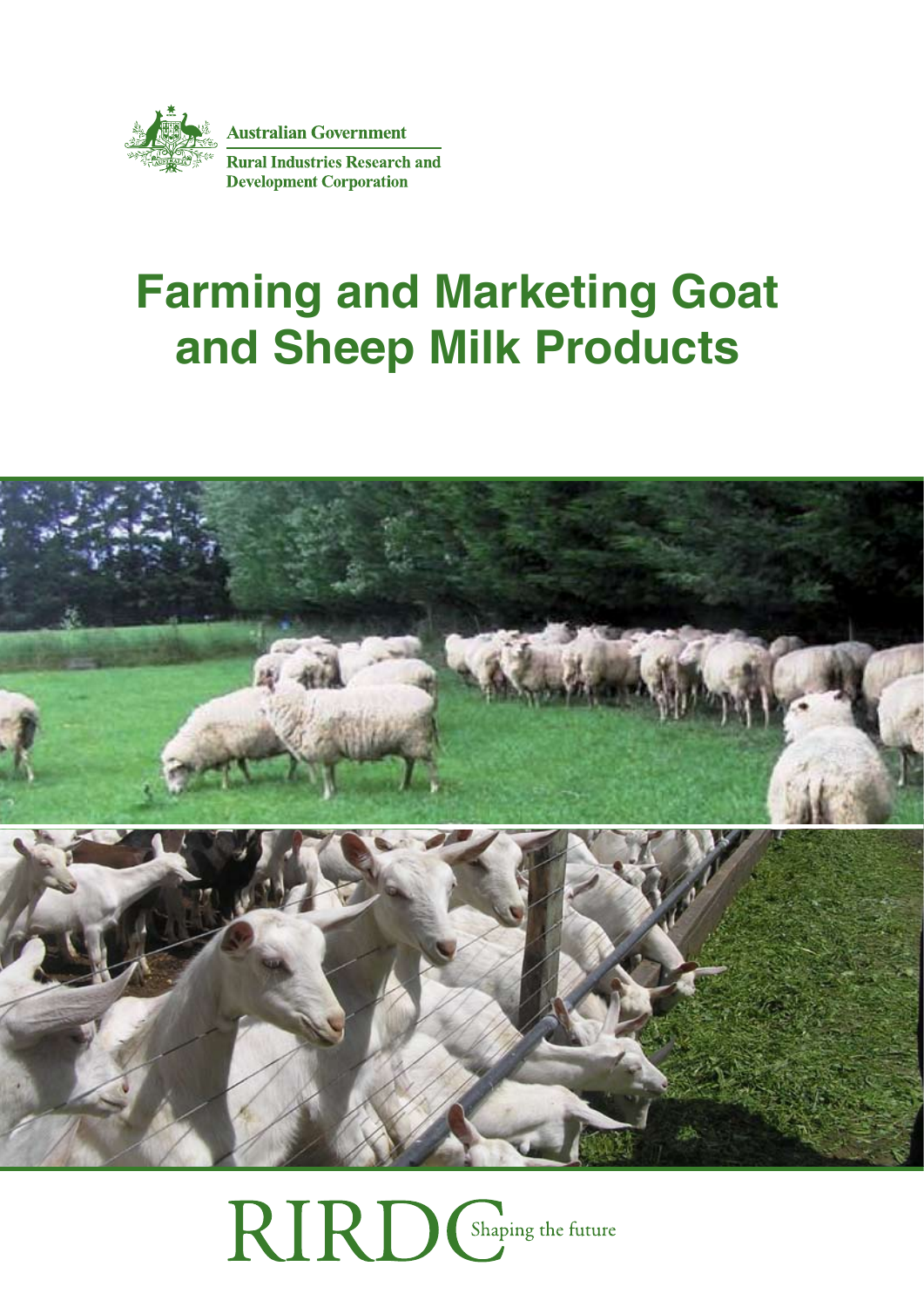Australian Government

Rural Industries Research and Development Corporation

# Farming and Marketing Goat and Sheep Milk Products

RIRDC Shaping the future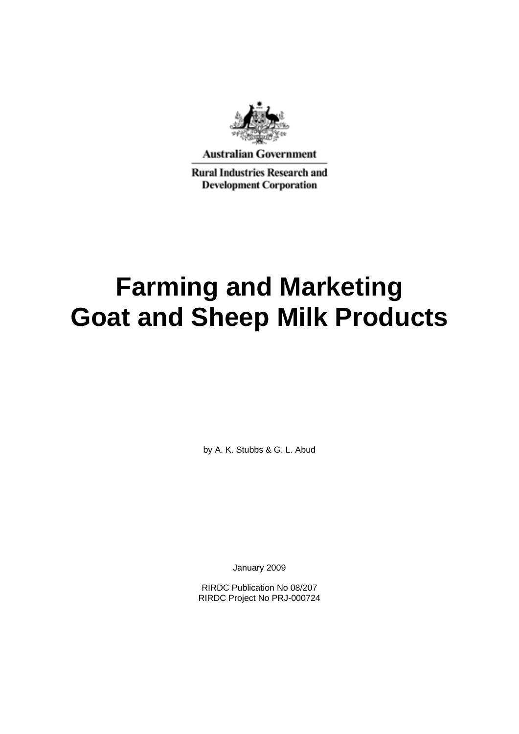Australian Government

Rural Industries Research and Development Corporation

# Farming and Marketing Goat and Sheep Milk Products

by A. K. Stubbs & G. L. Abud

January 2009

RIRDC Publication No 08/207
RIRDC Project No PRJ-000724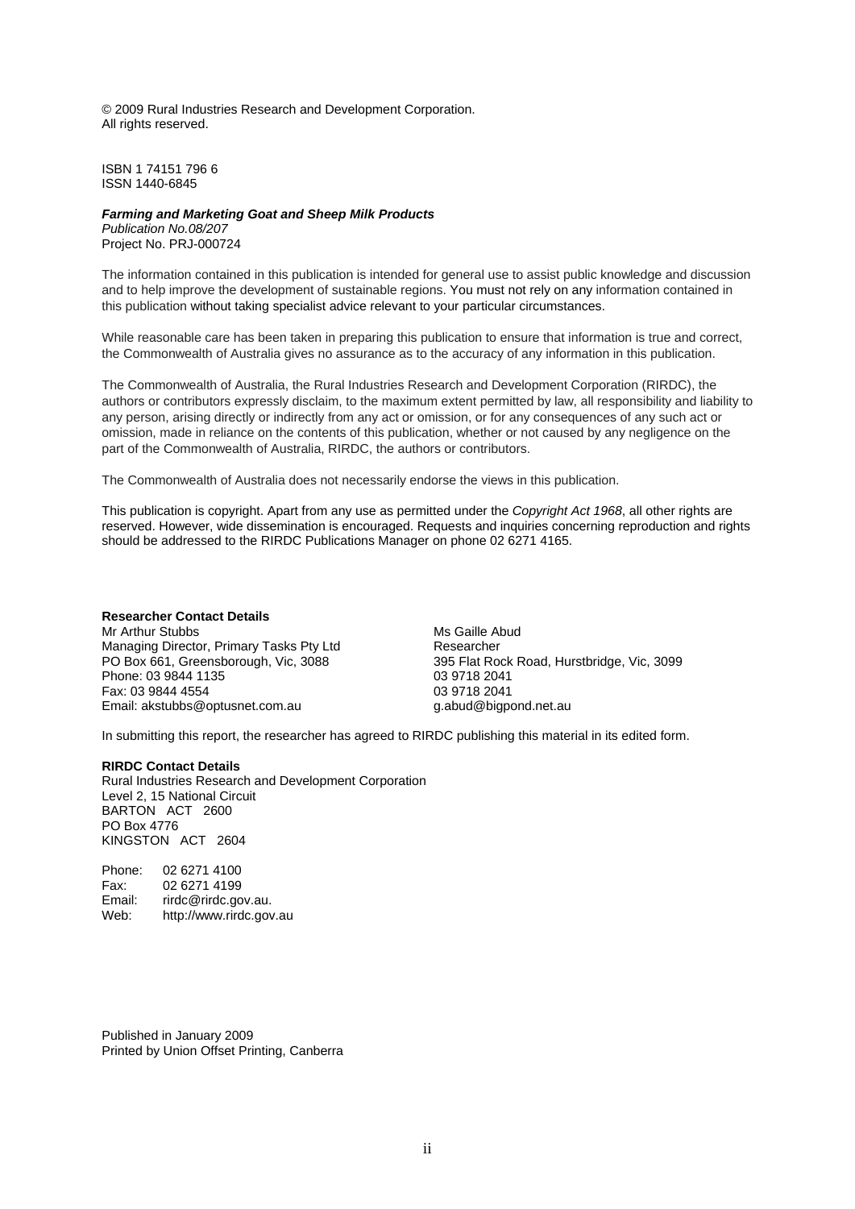© 2009 Rural Industries Research and Development Corporation.
All rights reserved.

ISBN 1 74151 796 6
ISSN 1440-6845

***Farming and Marketing Goat and Sheep Milk Products***
*Publication No.08/207*
Project No. PRJ-000724

The information contained in this publication is intended for general use to assist public knowledge and discussion and to help improve the development of sustainable regions. You must not rely on any information contained in this publication without taking specialist advice relevant to your particular circumstances.

While reasonable care has been taken in preparing this publication to ensure that information is true and correct, the Commonwealth of Australia gives no assurance as to the accuracy of any information in this publication.

The Commonwealth of Australia, the Rural Industries Research and Development Corporation (RIRDC), the authors or contributors expressly disclaim, to the maximum extent permitted by law, all responsibility and liability to any person, arising directly or indirectly from any act or omission, or for any consequences of any such act or omission, made in reliance on the contents of this publication, whether or not caused by any negligence on the part of the Commonwealth of Australia, RIRDC, the authors or contributors.

The Commonwealth of Australia does not necessarily endorse the views in this publication.

This publication is copyright. Apart from any use as permitted under the *Copyright Act 1968*, all other rights are reserved. However, wide dissemination is encouraged. Requests and inquiries concerning reproduction and rights should be addressed to the RIRDC Publications Manager on phone 02 6271 4165.

**Researcher Contact Details**

Mr Arthur Stubbs
Managing Director, Primary Tasks Pty Ltd
PO Box 661, Greensborough, Vic, 3088
Phone: 03 9844 1135
Fax: 03 9844 4554
Email: akstubbs@optusnet.com.au

Ms Gaille Abud
Researcher
395 Flat Rock Road, Hurstbridge, Vic, 3099
03 9718 2041
03 9718 2041
g.abud@bigpond.net.au

In submitting this report, the researcher has agreed to RIRDC publishing this material in its edited form.

**RIRDC Contact Details**

Rural Industries Research and Development Corporation
Level 2, 15 National Circuit
BARTON ACT 2600
PO Box 4776
KINGSTON ACT 2604

Phone: 02 6271 4100
Fax: 02 6271 4199
Email: rirdc@rirdc.gov.au.
Web: http://www.rirdc.gov.au

Published in January 2009
Printed by Union Offset Printing, Canberra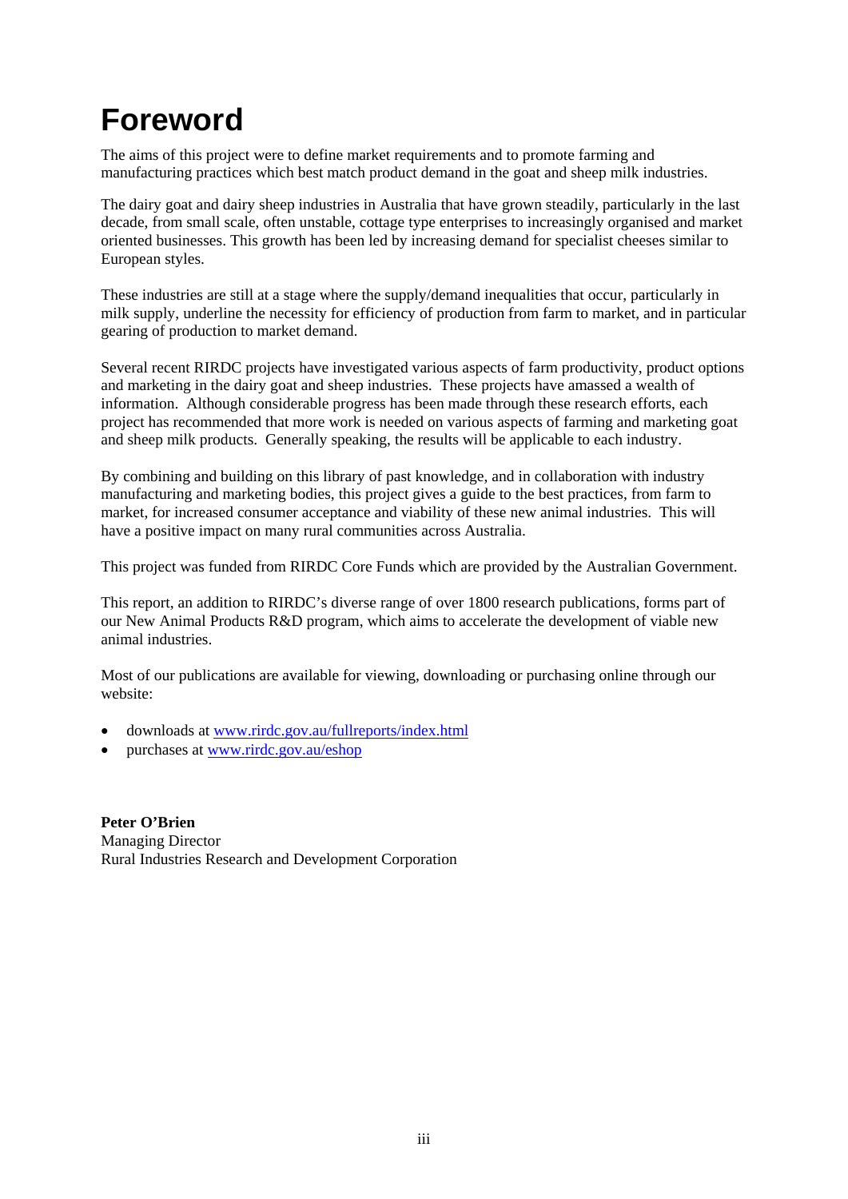# Foreword

The aims of this project were to define market requirements and to promote farming and manufacturing practices which best match product demand in the goat and sheep milk industries.

The dairy goat and dairy sheep industries in Australia that have grown steadily, particularly in the last decade, from small scale, often unstable, cottage type enterprises to increasingly organised and market oriented businesses. This growth has been led by increasing demand for specialist cheeses similar to European styles.

These industries are still at a stage where the supply/demand inequalities that occur, particularly in milk supply, underline the necessity for efficiency of production from farm to market, and in particular gearing of production to market demand.

Several recent RIRDC projects have investigated various aspects of farm productivity, product options and marketing in the dairy goat and sheep industries. These projects have amassed a wealth of information. Although considerable progress has been made through these research efforts, each project has recommended that more work is needed on various aspects of farming and marketing goat and sheep milk products. Generally speaking, the results will be applicable to each industry.

By combining and building on this library of past knowledge, and in collaboration with industry manufacturing and marketing bodies, this project gives a guide to the best practices, from farm to market, for increased consumer acceptance and viability of these new animal industries. This will have a positive impact on many rural communities across Australia.

This project was funded from RIRDC Core Funds which are provided by the Australian Government.

This report, an addition to RIRDC's diverse range of over 1800 research publications, forms part of our New Animal Products R&D program, which aims to accelerate the development of viable new animal industries.

Most of our publications are available for viewing, downloading or purchasing online through our website:

- downloads at www.rirdc.gov.au/fullreports/index.html
- purchases at www.rirdc.gov.au/eshop

**Peter O'Brien**
Managing Director
Rural Industries Research and Development Corporation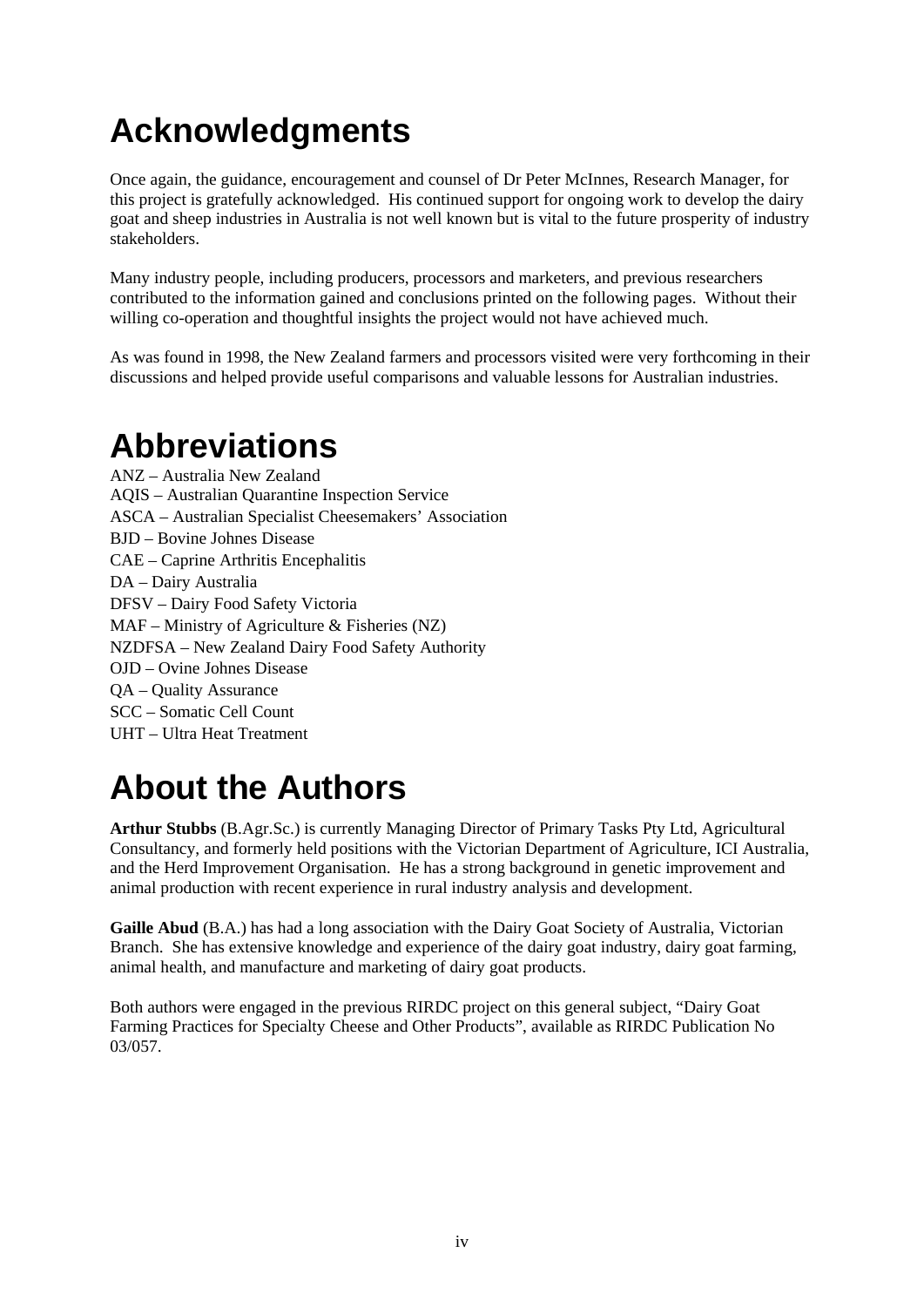# Acknowledgments

Once again, the guidance, encouragement and counsel of Dr Peter McInnes, Research Manager, for this project is gratefully acknowledged. His continued support for ongoing work to develop the dairy goat and sheep industries in Australia is not well known but is vital to the future prosperity of industry stakeholders.

Many industry people, including producers, processors and marketers, and previous researchers contributed to the information gained and conclusions printed on the following pages. Without their willing co-operation and thoughtful insights the project would not have achieved much.

As was found in 1998, the New Zealand farmers and processors visited were very forthcoming in their discussions and helped provide useful comparisons and valuable lessons for Australian industries.

# Abbreviations

ANZ – Australia New Zealand
AQIS – Australian Quarantine Inspection Service
ASCA – Australian Specialist Cheesemakers' Association
BJD – Bovine Johnes Disease
CAE – Caprine Arthritis Encephalitis
DA – Dairy Australia
DFSV – Dairy Food Safety Victoria
MAF – Ministry of Agriculture & Fisheries (NZ)
NZDFSA – New Zealand Dairy Food Safety Authority
OJD – Ovine Johnes Disease
QA – Quality Assurance
SCC – Somatic Cell Count
UHT – Ultra Heat Treatment

# About the Authors

**Arthur Stubbs** (B.Agr.Sc.) is currently Managing Director of Primary Tasks Pty Ltd, Agricultural Consultancy, and formerly held positions with the Victorian Department of Agriculture, ICI Australia, and the Herd Improvement Organisation. He has a strong background in genetic improvement and animal production with recent experience in rural industry analysis and development.

**Gaille Abud** (B.A.) has had a long association with the Dairy Goat Society of Australia, Victorian Branch. She has extensive knowledge and experience of the dairy goat industry, dairy goat farming, animal health, and manufacture and marketing of dairy goat products.

Both authors were engaged in the previous RIRDC project on this general subject, "Dairy Goat Farming Practices for Specialty Cheese and Other Products", available as RIRDC Publication No 03/057.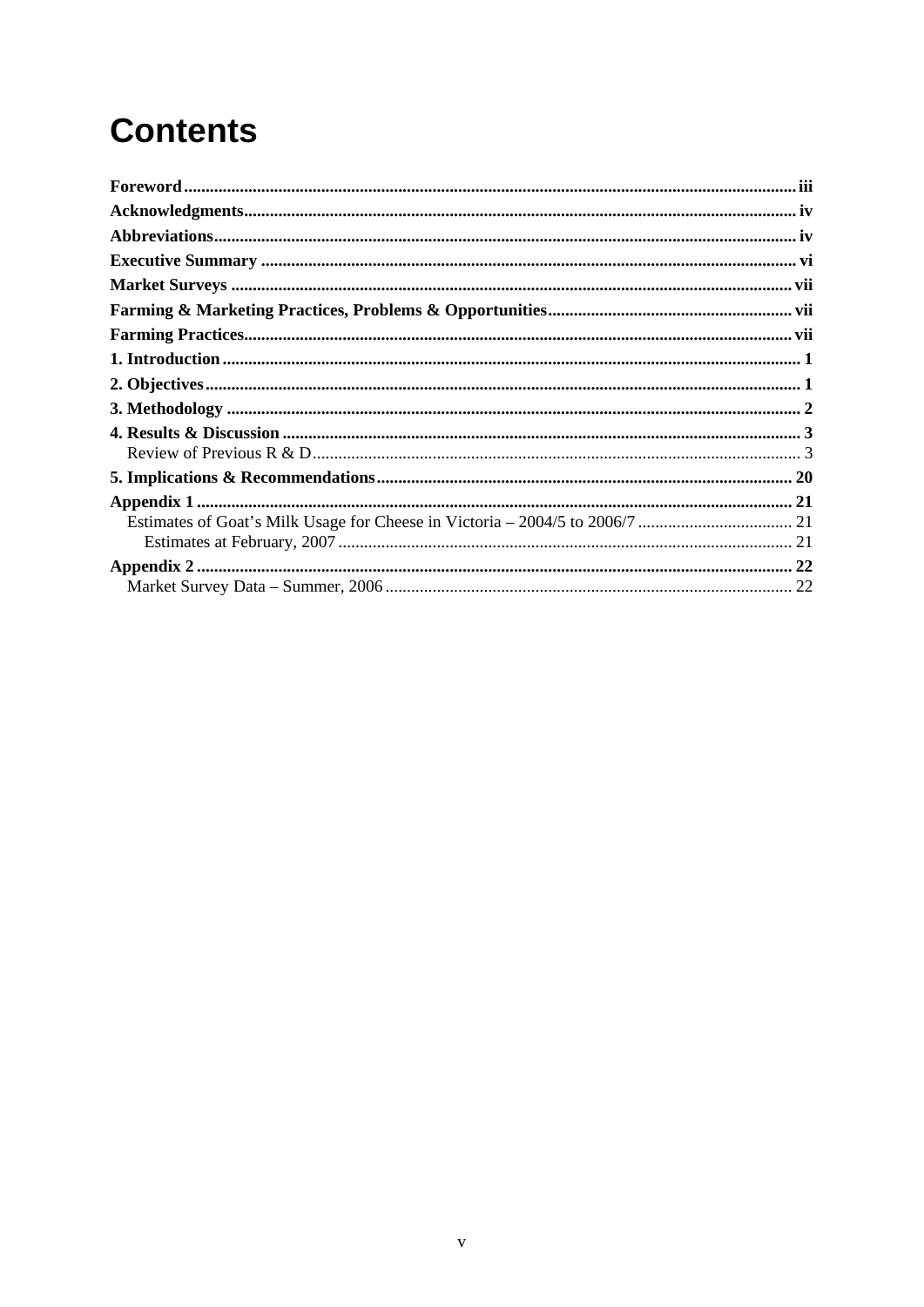# Contents

**Foreword** ... iii
**Acknowledgments** ... iv
**Abbreviations** ... iv
**Executive Summary** ... vi
**Market Surveys** ... vii
**Farming & Marketing Practices, Problems & Opportunities** ... vii
**Farming Practices** ... vii
**1. Introduction** ... 1
**2. Objectives** ... 1
**3. Methodology** ... 2
**4. Results & Discussion** ... 3
- Review of Previous R & D ... 3

**5. Implications & Recommendations** ... 20
**Appendix 1** ... 21
- Estimates of Goat's Milk Usage for Cheese in Victoria – 2004/5 to 2006/7 ... 21
  - Estimates at February, 2007 ... 21

**Appendix 2** ... 22
- Market Survey Data – Summer, 2006 ... 22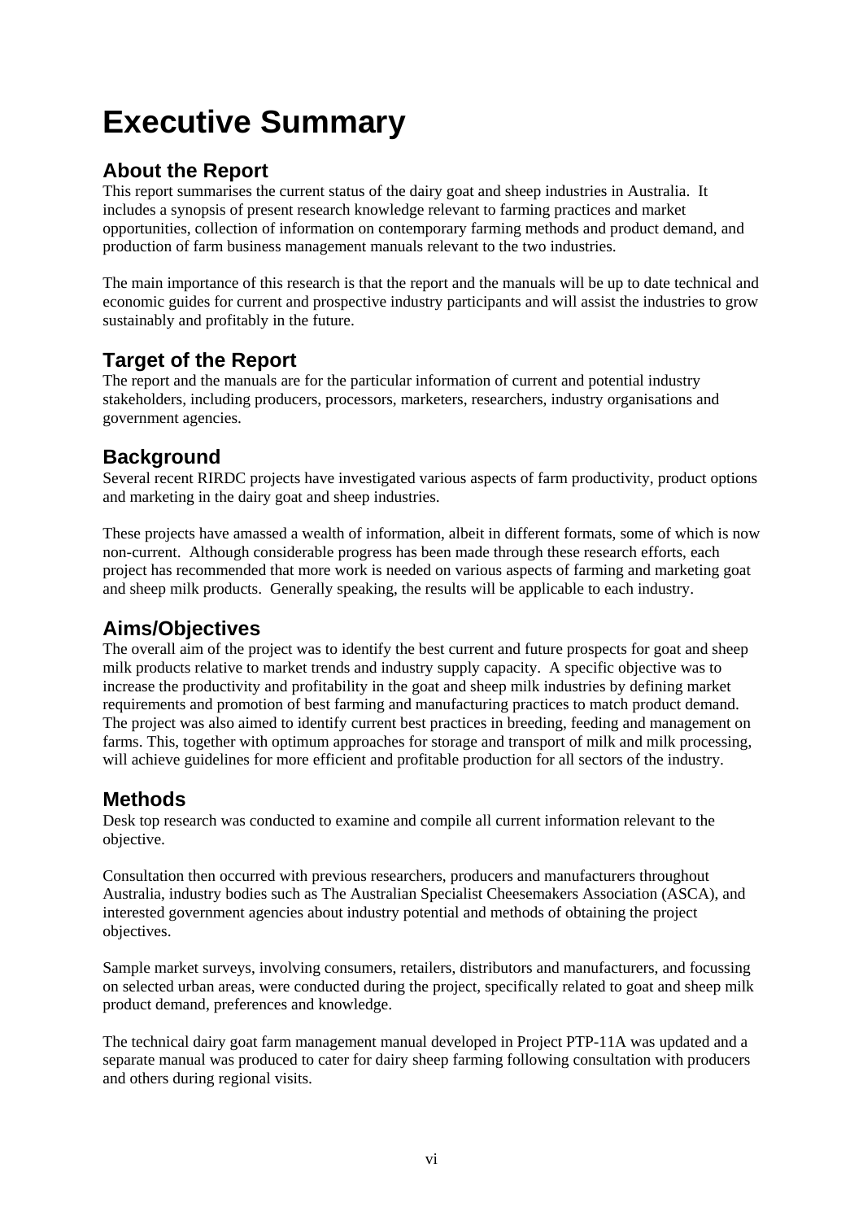# Executive Summary

## About the Report

This report summarises the current status of the dairy goat and sheep industries in Australia. It includes a synopsis of present research knowledge relevant to farming practices and market opportunities, collection of information on contemporary farming methods and product demand, and production of farm business management manuals relevant to the two industries.

The main importance of this research is that the report and the manuals will be up to date technical and economic guides for current and prospective industry participants and will assist the industries to grow sustainably and profitably in the future.

## Target of the Report

The report and the manuals are for the particular information of current and potential industry stakeholders, including producers, processors, marketers, researchers, industry organisations and government agencies.

## Background

Several recent RIRDC projects have investigated various aspects of farm productivity, product options and marketing in the dairy goat and sheep industries.

These projects have amassed a wealth of information, albeit in different formats, some of which is now non-current. Although considerable progress has been made through these research efforts, each project has recommended that more work is needed on various aspects of farming and marketing goat and sheep milk products. Generally speaking, the results will be applicable to each industry.

## Aims/Objectives

The overall aim of the project was to identify the best current and future prospects for goat and sheep milk products relative to market trends and industry supply capacity. A specific objective was to increase the productivity and profitability in the goat and sheep milk industries by defining market requirements and promotion of best farming and manufacturing practices to match product demand. The project was also aimed to identify current best practices in breeding, feeding and management on farms. This, together with optimum approaches for storage and transport of milk and milk processing, will achieve guidelines for more efficient and profitable production for all sectors of the industry.

## Methods

Desk top research was conducted to examine and compile all current information relevant to the objective.

Consultation then occurred with previous researchers, producers and manufacturers throughout Australia, industry bodies such as The Australian Specialist Cheesemakers Association (ASCA), and interested government agencies about industry potential and methods of obtaining the project objectives.

Sample market surveys, involving consumers, retailers, distributors and manufacturers, and focussing on selected urban areas, were conducted during the project, specifically related to goat and sheep milk product demand, preferences and knowledge.

The technical dairy goat farm management manual developed in Project PTP-11A was updated and a separate manual was produced to cater for dairy sheep farming following consultation with producers and others during regional visits.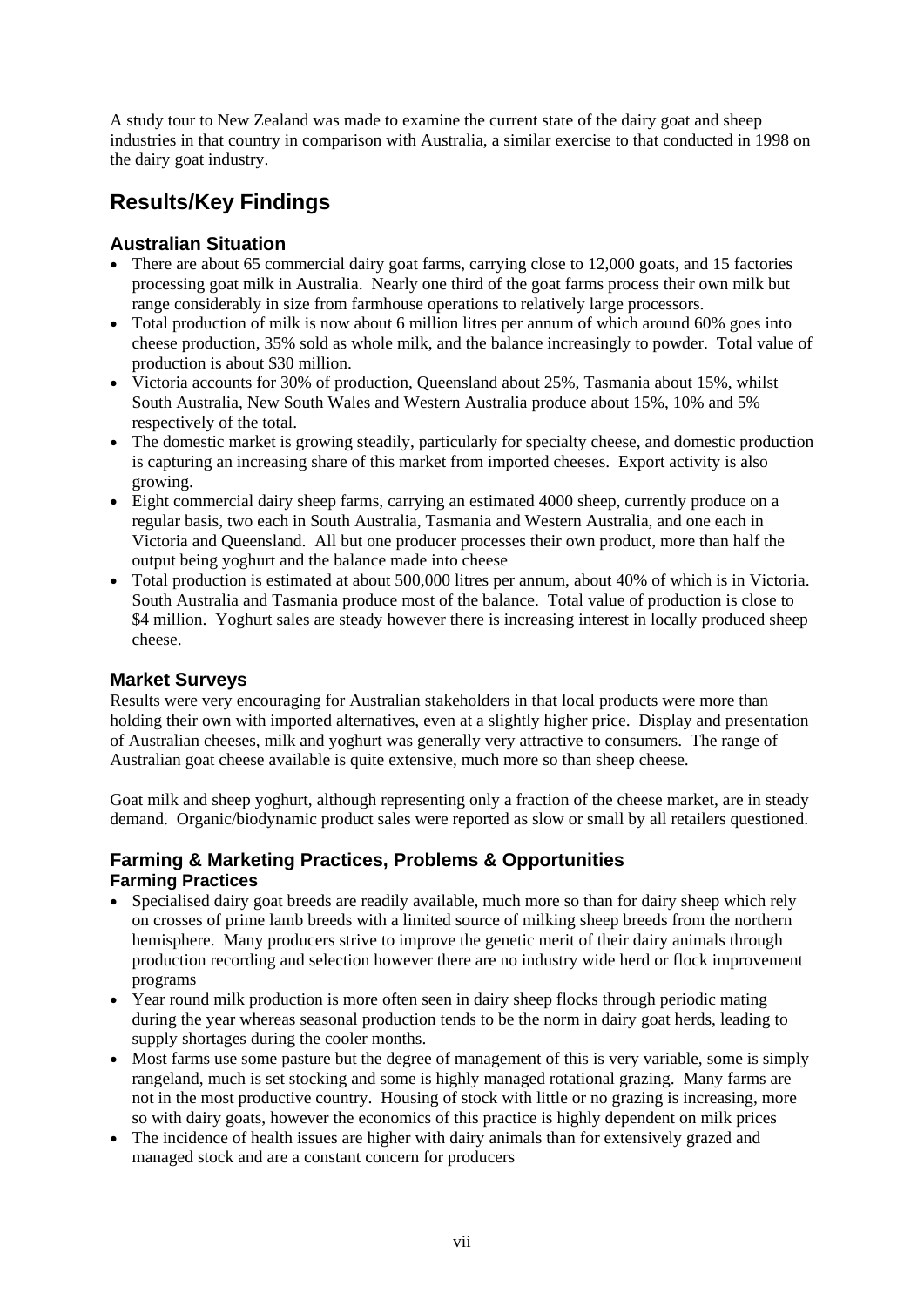A study tour to New Zealand was made to examine the current state of the dairy goat and sheep industries in that country in comparison with Australia, a similar exercise to that conducted in 1998 on the dairy goat industry.

## Results/Key Findings

### Australian Situation

- There are about 65 commercial dairy goat farms, carrying close to 12,000 goats, and 15 factories processing goat milk in Australia. Nearly one third of the goat farms process their own milk but range considerably in size from farmhouse operations to relatively large processors.
- Total production of milk is now about 6 million litres per annum of which around 60% goes into cheese production, 35% sold as whole milk, and the balance increasingly to powder. Total value of production is about $30 million.
- Victoria accounts for 30% of production, Queensland about 25%, Tasmania about 15%, whilst South Australia, New South Wales and Western Australia produce about 15%, 10% and 5% respectively of the total.
- The domestic market is growing steadily, particularly for specialty cheese, and domestic production is capturing an increasing share of this market from imported cheeses. Export activity is also growing.
- Eight commercial dairy sheep farms, carrying an estimated 4000 sheep, currently produce on a regular basis, two each in South Australia, Tasmania and Western Australia, and one each in Victoria and Queensland. All but one producer processes their own product, more than half the output being yoghurt and the balance made into cheese
- Total production is estimated at about 500,000 litres per annum, about 40% of which is in Victoria. South Australia and Tasmania produce most of the balance. Total value of production is close to $4 million. Yoghurt sales are steady however there is increasing interest in locally produced sheep cheese.

### Market Surveys

Results were very encouraging for Australian stakeholders in that local products were more than holding their own with imported alternatives, even at a slightly higher price. Display and presentation of Australian cheeses, milk and yoghurt was generally very attractive to consumers. The range of Australian goat cheese available is quite extensive, much more so than sheep cheese.

Goat milk and sheep yoghurt, although representing only a fraction of the cheese market, are in steady demand. Organic/biodynamic product sales were reported as slow or small by all retailers questioned.

### Farming & Marketing Practices, Problems & Opportunities

#### Farming Practices

- Specialised dairy goat breeds are readily available, much more so than for dairy sheep which rely on crosses of prime lamb breeds with a limited source of milking sheep breeds from the northern hemisphere. Many producers strive to improve the genetic merit of their dairy animals through production recording and selection however there are no industry wide herd or flock improvement programs
- Year round milk production is more often seen in dairy sheep flocks through periodic mating during the year whereas seasonal production tends to be the norm in dairy goat herds, leading to supply shortages during the cooler months.
- Most farms use some pasture but the degree of management of this is very variable, some is simply rangeland, much is set stocking and some is highly managed rotational grazing. Many farms are not in the most productive country. Housing of stock with little or no grazing is increasing, more so with dairy goats, however the economics of this practice is highly dependent on milk prices
- The incidence of health issues are higher with dairy animals than for extensively grazed and managed stock and are a constant concern for producers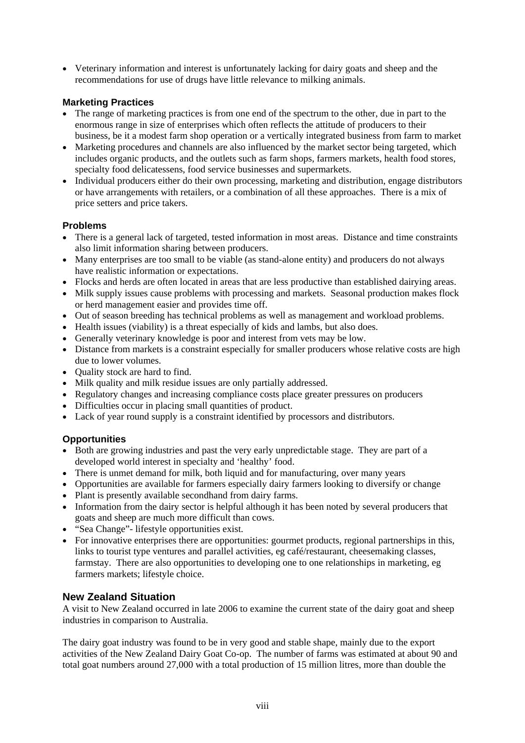- Veterinary information and interest is unfortunately lacking for dairy goats and sheep and the recommendations for use of drugs have little relevance to milking animals.

### Marketing Practices

- The range of marketing practices is from one end of the spectrum to the other, due in part to the enormous range in size of enterprises which often reflects the attitude of producers to their business, be it a modest farm shop operation or a vertically integrated business from farm to market
- Marketing procedures and channels are also influenced by the market sector being targeted, which includes organic products, and the outlets such as farm shops, farmers markets, health food stores, specialty food delicatessens, food service businesses and supermarkets.
- Individual producers either do their own processing, marketing and distribution, engage distributors or have arrangements with retailers, or a combination of all these approaches. There is a mix of price setters and price takers.

### Problems

- There is a general lack of targeted, tested information in most areas. Distance and time constraints also limit information sharing between producers.
- Many enterprises are too small to be viable (as stand-alone entity) and producers do not always have realistic information or expectations.
- Flocks and herds are often located in areas that are less productive than established dairying areas.
- Milk supply issues cause problems with processing and markets. Seasonal production makes flock or herd management easier and provides time off.
- Out of season breeding has technical problems as well as management and workload problems.
- Health issues (viability) is a threat especially of kids and lambs, but also does.
- Generally veterinary knowledge is poor and interest from vets may be low.
- Distance from markets is a constraint especially for smaller producers whose relative costs are high due to lower volumes.
- Quality stock are hard to find.
- Milk quality and milk residue issues are only partially addressed.
- Regulatory changes and increasing compliance costs place greater pressures on producers
- Difficulties occur in placing small quantities of product.
- Lack of year round supply is a constraint identified by processors and distributors.

### Opportunities

- Both are growing industries and past the very early unpredictable stage. They are part of a developed world interest in specialty and 'healthy' food.
- There is unmet demand for milk, both liquid and for manufacturing, over many years
- Opportunities are available for farmers especially dairy farmers looking to diversify or change
- Plant is presently available secondhand from dairy farms.
- Information from the dairy sector is helpful although it has been noted by several producers that goats and sheep are much more difficult than cows.
- "Sea Change"- lifestyle opportunities exist.
- For innovative enterprises there are opportunities: gourmet products, regional partnerships in this, links to tourist type ventures and parallel activities, eg café/restaurant, cheesemaking classes, farmstay. There are also opportunities to developing one to one relationships in marketing, eg farmers markets; lifestyle choice.

## New Zealand Situation

A visit to New Zealand occurred in late 2006 to examine the current state of the dairy goat and sheep industries in comparison to Australia.

The dairy goat industry was found to be in very good and stable shape, mainly due to the export activities of the New Zealand Dairy Goat Co-op. The number of farms was estimated at about 90 and total goat numbers around 27,000 with a total production of 15 million litres, more than double the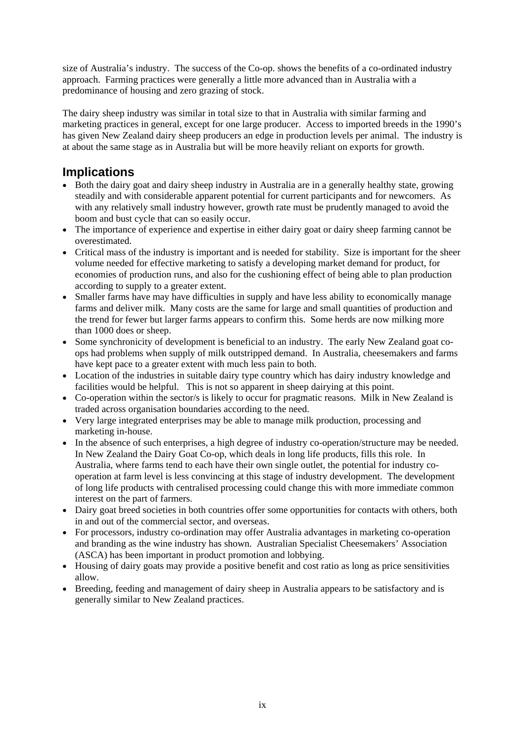size of Australia's industry. The success of the Co-op. shows the benefits of a co-ordinated industry approach. Farming practices were generally a little more advanced than in Australia with a predominance of housing and zero grazing of stock.

The dairy sheep industry was similar in total size to that in Australia with similar farming and marketing practices in general, except for one large producer. Access to imported breeds in the 1990's has given New Zealand dairy sheep producers an edge in production levels per animal. The industry is at about the same stage as in Australia but will be more heavily reliant on exports for growth.

## Implications

- Both the dairy goat and dairy sheep industry in Australia are in a generally healthy state, growing steadily and with considerable apparent potential for current participants and for newcomers. As with any relatively small industry however, growth rate must be prudently managed to avoid the boom and bust cycle that can so easily occur.
- The importance of experience and expertise in either dairy goat or dairy sheep farming cannot be overestimated.
- Critical mass of the industry is important and is needed for stability. Size is important for the sheer volume needed for effective marketing to satisfy a developing market demand for product, for economies of production runs, and also for the cushioning effect of being able to plan production according to supply to a greater extent.
- Smaller farms have may have difficulties in supply and have less ability to economically manage farms and deliver milk. Many costs are the same for large and small quantities of production and the trend for fewer but larger farms appears to confirm this. Some herds are now milking more than 1000 does or sheep.
- Some synchronicity of development is beneficial to an industry. The early New Zealand goat co-ops had problems when supply of milk outstripped demand. In Australia, cheesemakers and farms have kept pace to a greater extent with much less pain to both.
- Location of the industries in suitable dairy type country which has dairy industry knowledge and facilities would be helpful. This is not so apparent in sheep dairying at this point.
- Co-operation within the sector/s is likely to occur for pragmatic reasons. Milk in New Zealand is traded across organisation boundaries according to the need.
- Very large integrated enterprises may be able to manage milk production, processing and marketing in-house.
- In the absence of such enterprises, a high degree of industry co-operation/structure may be needed. In New Zealand the Dairy Goat Co-op, which deals in long life products, fills this role. In Australia, where farms tend to each have their own single outlet, the potential for industry co-operation at farm level is less convincing at this stage of industry development. The development of long life products with centralised processing could change this with more immediate common interest on the part of farmers.
- Dairy goat breed societies in both countries offer some opportunities for contacts with others, both in and out of the commercial sector, and overseas.
- For processors, industry co-ordination may offer Australia advantages in marketing co-operation and branding as the wine industry has shown. Australian Specialist Cheesemakers' Association (ASCA) has been important in product promotion and lobbying.
- Housing of dairy goats may provide a positive benefit and cost ratio as long as price sensitivities allow.
- Breeding, feeding and management of dairy sheep in Australia appears to be satisfactory and is generally similar to New Zealand practices.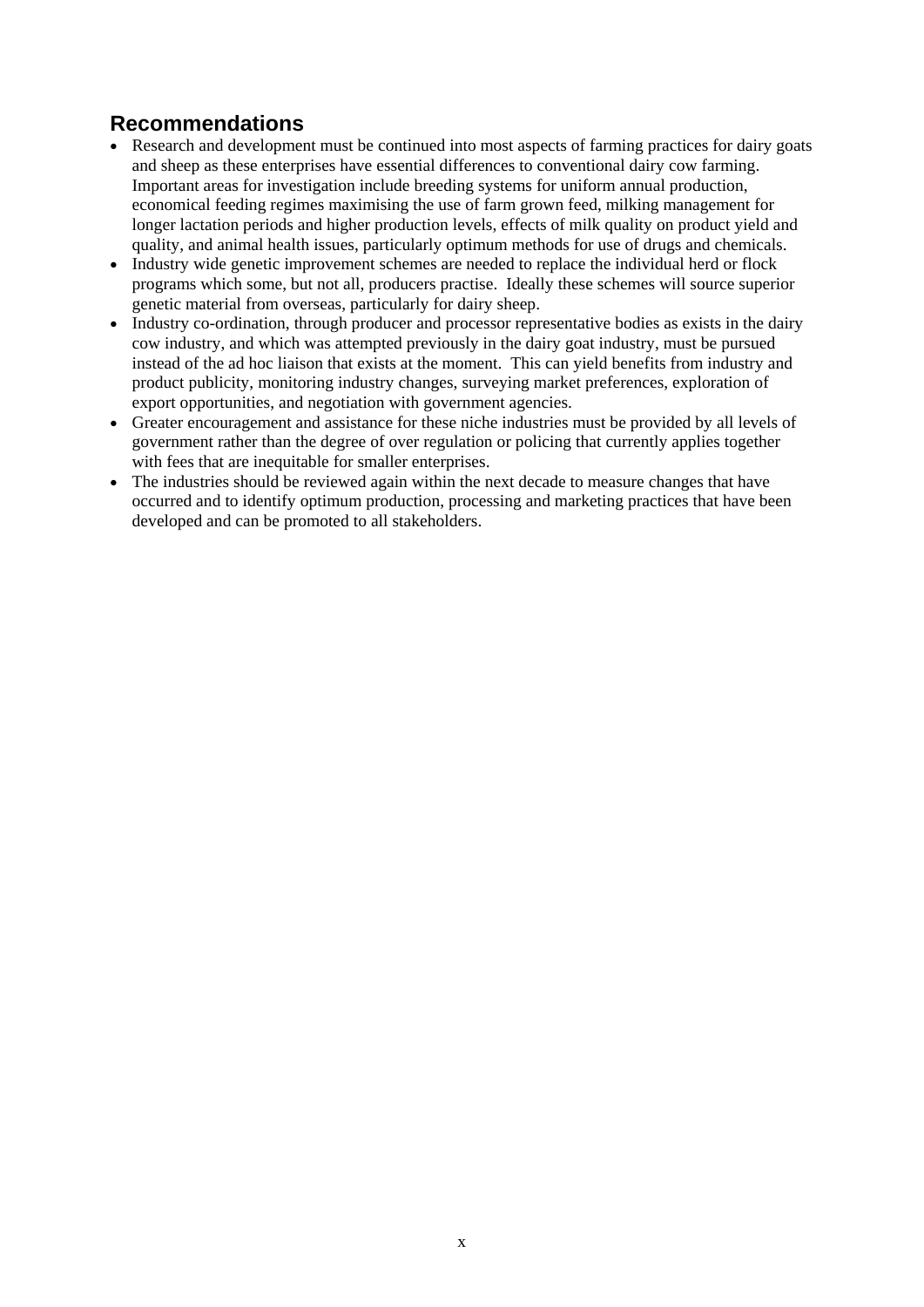## Recommendations

- Research and development must be continued into most aspects of farming practices for dairy goats and sheep as these enterprises have essential differences to conventional dairy cow farming. Important areas for investigation include breeding systems for uniform annual production, economical feeding regimes maximising the use of farm grown feed, milking management for longer lactation periods and higher production levels, effects of milk quality on product yield and quality, and animal health issues, particularly optimum methods for use of drugs and chemicals.
- Industry wide genetic improvement schemes are needed to replace the individual herd or flock programs which some, but not all, producers practise. Ideally these schemes will source superior genetic material from overseas, particularly for dairy sheep.
- Industry co-ordination, through producer and processor representative bodies as exists in the dairy cow industry, and which was attempted previously in the dairy goat industry, must be pursued instead of the ad hoc liaison that exists at the moment. This can yield benefits from industry and product publicity, monitoring industry changes, surveying market preferences, exploration of export opportunities, and negotiation with government agencies.
- Greater encouragement and assistance for these niche industries must be provided by all levels of government rather than the degree of over regulation or policing that currently applies together with fees that are inequitable for smaller enterprises.
- The industries should be reviewed again within the next decade to measure changes that have occurred and to identify optimum production, processing and marketing practices that have been developed and can be promoted to all stakeholders.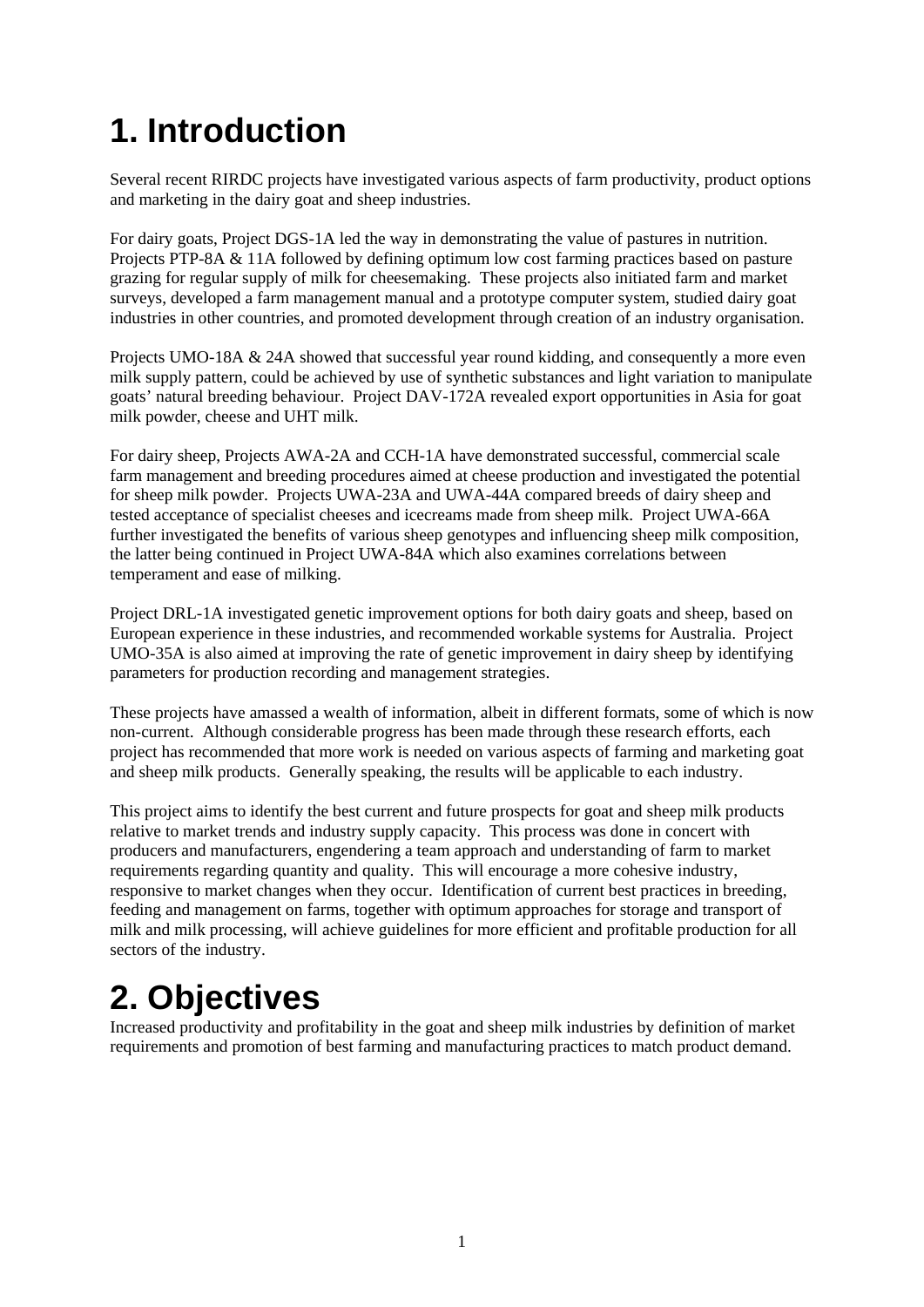# 1. Introduction

Several recent RIRDC projects have investigated various aspects of farm productivity, product options and marketing in the dairy goat and sheep industries.

For dairy goats, Project DGS-1A led the way in demonstrating the value of pastures in nutrition. Projects PTP-8A & 11A followed by defining optimum low cost farming practices based on pasture grazing for regular supply of milk for cheesemaking. These projects also initiated farm and market surveys, developed a farm management manual and a prototype computer system, studied dairy goat industries in other countries, and promoted development through creation of an industry organisation.

Projects UMO-18A & 24A showed that successful year round kidding, and consequently a more even milk supply pattern, could be achieved by use of synthetic substances and light variation to manipulate goats' natural breeding behaviour. Project DAV-172A revealed export opportunities in Asia for goat milk powder, cheese and UHT milk.

For dairy sheep, Projects AWA-2A and CCH-1A have demonstrated successful, commercial scale farm management and breeding procedures aimed at cheese production and investigated the potential for sheep milk powder. Projects UWA-23A and UWA-44A compared breeds of dairy sheep and tested acceptance of specialist cheeses and icecreams made from sheep milk. Project UWA-66A further investigated the benefits of various sheep genotypes and influencing sheep milk composition, the latter being continued in Project UWA-84A which also examines correlations between temperament and ease of milking.

Project DRL-1A investigated genetic improvement options for both dairy goats and sheep, based on European experience in these industries, and recommended workable systems for Australia. Project UMO-35A is also aimed at improving the rate of genetic improvement in dairy sheep by identifying parameters for production recording and management strategies.

These projects have amassed a wealth of information, albeit in different formats, some of which is now non-current. Although considerable progress has been made through these research efforts, each project has recommended that more work is needed on various aspects of farming and marketing goat and sheep milk products. Generally speaking, the results will be applicable to each industry.

This project aims to identify the best current and future prospects for goat and sheep milk products relative to market trends and industry supply capacity. This process was done in concert with producers and manufacturers, engendering a team approach and understanding of farm to market requirements regarding quantity and quality. This will encourage a more cohesive industry, responsive to market changes when they occur. Identification of current best practices in breeding, feeding and management on farms, together with optimum approaches for storage and transport of milk and milk processing, will achieve guidelines for more efficient and profitable production for all sectors of the industry.

# 2. Objectives

Increased productivity and profitability in the goat and sheep milk industries by definition of market requirements and promotion of best farming and manufacturing practices to match product demand.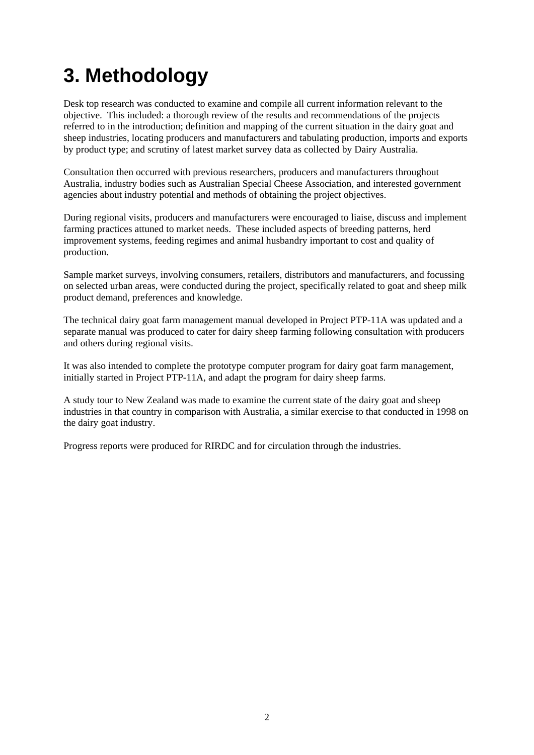# 3. Methodology

Desk top research was conducted to examine and compile all current information relevant to the objective. This included: a thorough review of the results and recommendations of the projects referred to in the introduction; definition and mapping of the current situation in the dairy goat and sheep industries, locating producers and manufacturers and tabulating production, imports and exports by product type; and scrutiny of latest market survey data as collected by Dairy Australia.

Consultation then occurred with previous researchers, producers and manufacturers throughout Australia, industry bodies such as Australian Special Cheese Association, and interested government agencies about industry potential and methods of obtaining the project objectives.

During regional visits, producers and manufacturers were encouraged to liaise, discuss and implement farming practices attuned to market needs. These included aspects of breeding patterns, herd improvement systems, feeding regimes and animal husbandry important to cost and quality of production.

Sample market surveys, involving consumers, retailers, distributors and manufacturers, and focussing on selected urban areas, were conducted during the project, specifically related to goat and sheep milk product demand, preferences and knowledge.

The technical dairy goat farm management manual developed in Project PTP-11A was updated and a separate manual was produced to cater for dairy sheep farming following consultation with producers and others during regional visits.

It was also intended to complete the prototype computer program for dairy goat farm management, initially started in Project PTP-11A, and adapt the program for dairy sheep farms.

A study tour to New Zealand was made to examine the current state of the dairy goat and sheep industries in that country in comparison with Australia, a similar exercise to that conducted in 1998 on the dairy goat industry.

Progress reports were produced for RIRDC and for circulation through the industries.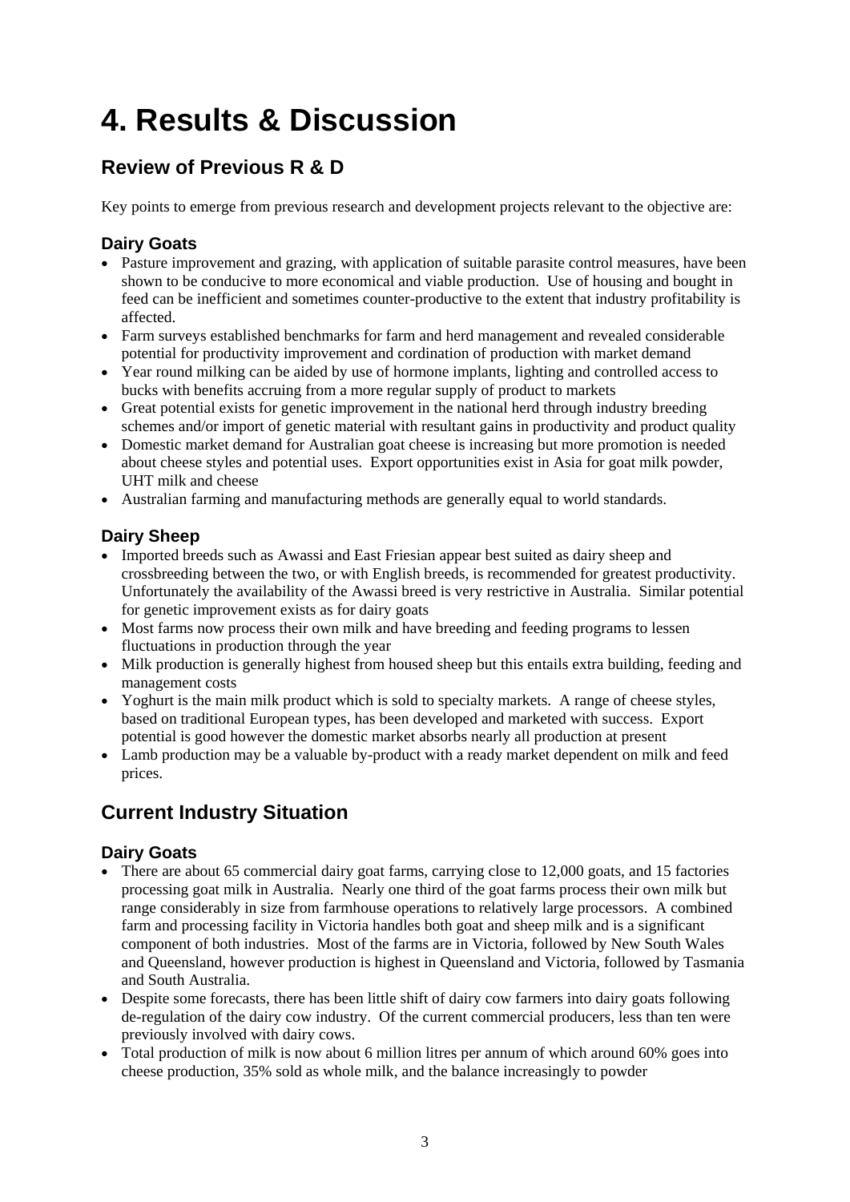# 4. Results & Discussion

## Review of Previous R & D

Key points to emerge from previous research and development projects relevant to the objective are:

### Dairy Goats

- Pasture improvement and grazing, with application of suitable parasite control measures, have been shown to be conducive to more economical and viable production. Use of housing and bought in feed can be inefficient and sometimes counter-productive to the extent that industry profitability is affected.
- Farm surveys established benchmarks for farm and herd management and revealed considerable potential for productivity improvement and cordination of production with market demand
- Year round milking can be aided by use of hormone implants, lighting and controlled access to bucks with benefits accruing from a more regular supply of product to markets
- Great potential exists for genetic improvement in the national herd through industry breeding schemes and/or import of genetic material with resultant gains in productivity and product quality
- Domestic market demand for Australian goat cheese is increasing but more promotion is needed about cheese styles and potential uses. Export opportunities exist in Asia for goat milk powder, UHT milk and cheese
- Australian farming and manufacturing methods are generally equal to world standards.

### Dairy Sheep

- Imported breeds such as Awassi and East Friesian appear best suited as dairy sheep and crossbreeding between the two, or with English breeds, is recommended for greatest productivity. Unfortunately the availability of the Awassi breed is very restrictive in Australia. Similar potential for genetic improvement exists as for dairy goats
- Most farms now process their own milk and have breeding and feeding programs to lessen fluctuations in production through the year
- Milk production is generally highest from housed sheep but this entails extra building, feeding and management costs
- Yoghurt is the main milk product which is sold to specialty markets. A range of cheese styles, based on traditional European types, has been developed and marketed with success. Export potential is good however the domestic market absorbs nearly all production at present
- Lamb production may be a valuable by-product with a ready market dependent on milk and feed prices.

## Current Industry Situation

### Dairy Goats

- There are about 65 commercial dairy goat farms, carrying close to 12,000 goats, and 15 factories processing goat milk in Australia. Nearly one third of the goat farms process their own milk but range considerably in size from farmhouse operations to relatively large processors. A combined farm and processing facility in Victoria handles both goat and sheep milk and is a significant component of both industries. Most of the farms are in Victoria, followed by New South Wales and Queensland, however production is highest in Queensland and Victoria, followed by Tasmania and South Australia.
- Despite some forecasts, there has been little shift of dairy cow farmers into dairy goats following de-regulation of the dairy cow industry. Of the current commercial producers, less than ten were previously involved with dairy cows.
- Total production of milk is now about 6 million litres per annum of which around 60% goes into cheese production, 35% sold as whole milk, and the balance increasingly to powder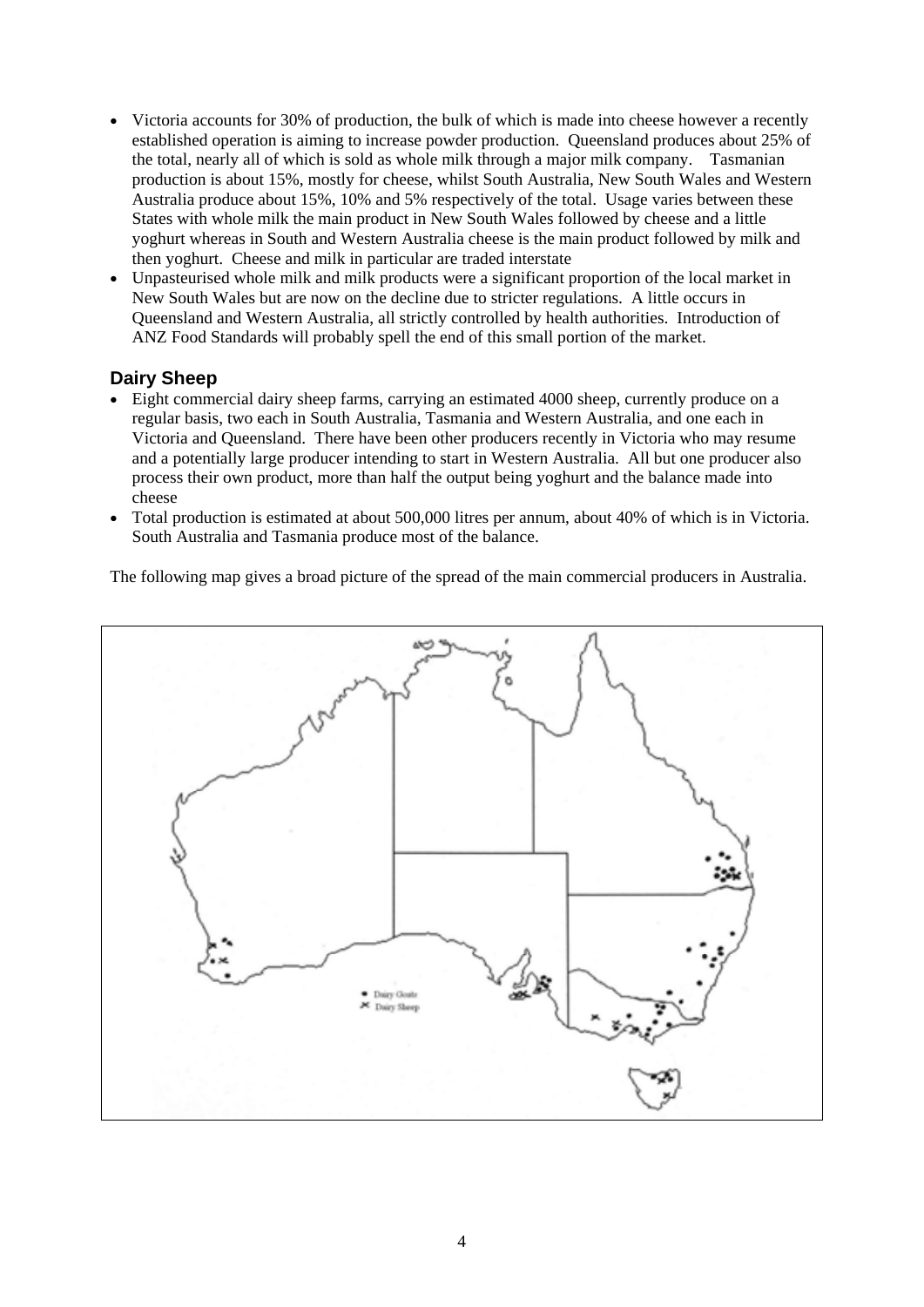- Victoria accounts for 30% of production, the bulk of which is made into cheese however a recently established operation is aiming to increase powder production. Queensland produces about 25% of the total, nearly all of which is sold as whole milk through a major milk company. Tasmanian production is about 15%, mostly for cheese, whilst South Australia, New South Wales and Western Australia produce about 15%, 10% and 5% respectively of the total. Usage varies between these States with whole milk the main product in New South Wales followed by cheese and a little yoghurt whereas in South and Western Australia cheese is the main product followed by milk and then yoghurt. Cheese and milk in particular are traded interstate
- Unpasteurised whole milk and milk products were a significant proportion of the local market in New South Wales but are now on the decline due to stricter regulations. A little occurs in Queensland and Western Australia, all strictly controlled by health authorities. Introduction of ANZ Food Standards will probably spell the end of this small portion of the market.

## Dairy Sheep

- Eight commercial dairy sheep farms, carrying an estimated 4000 sheep, currently produce on a regular basis, two each in South Australia, Tasmania and Western Australia, and one each in Victoria and Queensland. There have been other producers recently in Victoria who may resume and a potentially large producer intending to start in Western Australia. All but one producer also process their own product, more than half the output being yoghurt and the balance made into cheese
- Total production is estimated at about 500,000 litres per annum, about 40% of which is in Victoria. South Australia and Tasmania produce most of the balance.

The following map gives a broad picture of the spread of the main commercial producers in Australia.

• Dairy Goats
✕ Dairy Sheep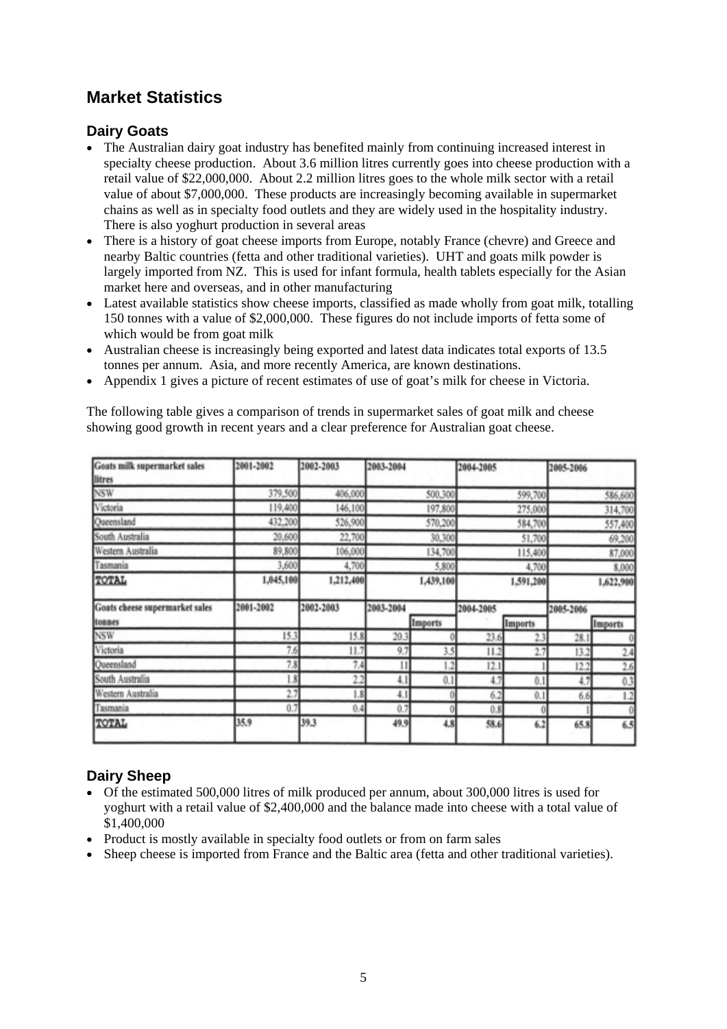## Market Statistics

### Dairy Goats

- The Australian dairy goat industry has benefited mainly from continuing increased interest in specialty cheese production. About 3.6 million litres currently goes into cheese production with a retail value of $22,000,000. About 2.2 million litres goes to the whole milk sector with a retail value of about $7,000,000. These products are increasingly becoming available in supermarket chains as well as in specialty food outlets and they are widely used in the hospitality industry. There is also yoghurt production in several areas
- There is a history of goat cheese imports from Europe, notably France (chevre) and Greece and nearby Baltic countries (fetta and other traditional varieties). UHT and goats milk powder is largely imported from NZ. This is used for infant formula, health tablets especially for the Asian market here and overseas, and in other manufacturing
- Latest available statistics show cheese imports, classified as made wholly from goat milk, totalling 150 tonnes with a value of $2,000,000. These figures do not include imports of fetta some of which would be from goat milk
- Australian cheese is increasingly being exported and latest data indicates total exports of 13.5 tonnes per annum. Asia, and more recently America, are known destinations.
- Appendix 1 gives a picture of recent estimates of use of goat's milk for cheese in Victoria.

The following table gives a comparison of trends in supermarket sales of goat milk and cheese showing good growth in recent years and a clear preference for Australian goat cheese.

| Goats milk supermarket sales litres | 2001-2002 | 2002-2003 | 2003-2004 | | 2004-2005 | | 2005-2006 | |
|---|---|---|---|---|---|---|---|---|
| NSW | 379,500 | 406,000 | 500,300 | | 599,700 | | 586,600 | |
| Victoria | 119,400 | 146,100 | 197,800 | | 275,000 | | 314,700 | |
| Queensland | 432,200 | 526,900 | 570,200 | | 584,700 | | 557,400 | |
| South Australia | 20,600 | 22,700 | 30,300 | | 51,700 | | 69,200 | |
| Western Australia | 89,800 | 106,000 | 134,700 | | 115,400 | | 87,000 | |
| Tasmania | 3,600 | 4,700 | 5,800 | | 4,700 | | 8,000 | |
| **TOTAL** | 1,045,100 | 1,212,400 | 1,439,100 | | 1,591,200 | | 1,622,900 | |
| **Goats cheese supermarket sales tonnes** | **2001-2002** | **2002-2003** | **2003-2004** | **Imports** | **2004-2005** | **Imports** | **2005-2006** | **Imports** |
| NSW | 15.3 | 15.8 | 20.3 | 0 | 23.6 | 2.3 | 28.1 | 0 |
| Victoria | 7.6 | 11.7 | 9.7 | 3.5 | 11.2 | 2.7 | 13.2 | 2.4 |
| Queensland | 7.8 | 7.4 | 11 | 1.2 | 12.1 | 1 | 12.2 | 2.6 |
| South Australia | 1.8 | 2.2 | 4.1 | 0.1 | 4.7 | 0.1 | 4.7 | 0.3 |
| Western Australia | 2.7 | 1.8 | 4.1 | 0 | 6.2 | 0.1 | 6.6 | 1.2 |
| Tasmania | 0.7 | 0.4 | 0.7 | 0 | 0.8 | 0 | 1 | 0 |
| **TOTAL** | 35.9 | 39.3 | 49.9 | 4.8 | 58.6 | 6.2 | 65.8 | 6.5 |

### Dairy Sheep

- Of the estimated 500,000 litres of milk produced per annum, about 300,000 litres is used for yoghurt with a retail value of $2,400,000 and the balance made into cheese with a total value of $1,400,000
- Product is mostly available in specialty food outlets or from on farm sales
- Sheep cheese is imported from France and the Baltic area (fetta and other traditional varieties).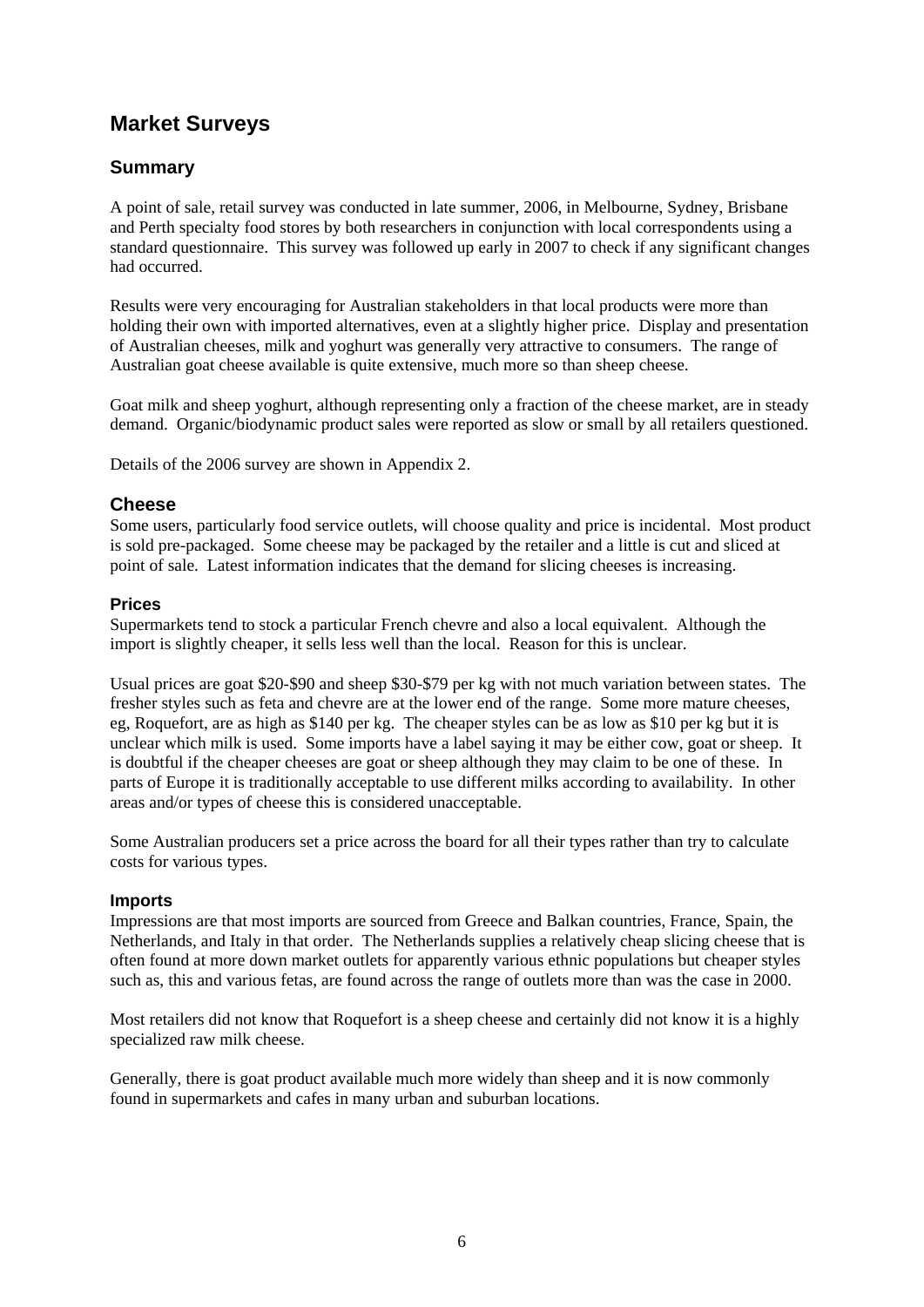## Market Surveys

### Summary

A point of sale, retail survey was conducted in late summer, 2006, in Melbourne, Sydney, Brisbane and Perth specialty food stores by both researchers in conjunction with local correspondents using a standard questionnaire. This survey was followed up early in 2007 to check if any significant changes had occurred.

Results were very encouraging for Australian stakeholders in that local products were more than holding their own with imported alternatives, even at a slightly higher price. Display and presentation of Australian cheeses, milk and yoghurt was generally very attractive to consumers. The range of Australian goat cheese available is quite extensive, much more so than sheep cheese.

Goat milk and sheep yoghurt, although representing only a fraction of the cheese market, are in steady demand. Organic/biodynamic product sales were reported as slow or small by all retailers questioned.

Details of the 2006 survey are shown in Appendix 2.

### Cheese

Some users, particularly food service outlets, will choose quality and price is incidental. Most product is sold pre-packaged. Some cheese may be packaged by the retailer and a little is cut and sliced at point of sale. Latest information indicates that the demand for slicing cheeses is increasing.

#### Prices

Supermarkets tend to stock a particular French chevre and also a local equivalent. Although the import is slightly cheaper, it sells less well than the local. Reason for this is unclear.

Usual prices are goat $20-$90 and sheep $30-$79 per kg with not much variation between states. The fresher styles such as feta and chevre are at the lower end of the range. Some more mature cheeses, eg, Roquefort, are as high as $140 per kg. The cheaper styles can be as low as $10 per kg but it is unclear which milk is used. Some imports have a label saying it may be either cow, goat or sheep. It is doubtful if the cheaper cheeses are goat or sheep although they may claim to be one of these. In parts of Europe it is traditionally acceptable to use different milks according to availability. In other areas and/or types of cheese this is considered unacceptable.

Some Australian producers set a price across the board for all their types rather than try to calculate costs for various types.

#### Imports

Impressions are that most imports are sourced from Greece and Balkan countries, France, Spain, the Netherlands, and Italy in that order. The Netherlands supplies a relatively cheap slicing cheese that is often found at more down market outlets for apparently various ethnic populations but cheaper styles such as, this and various fetas, are found across the range of outlets more than was the case in 2000.

Most retailers did not know that Roquefort is a sheep cheese and certainly did not know it is a highly specialized raw milk cheese.

Generally, there is goat product available much more widely than sheep and it is now commonly found in supermarkets and cafes in many urban and suburban locations.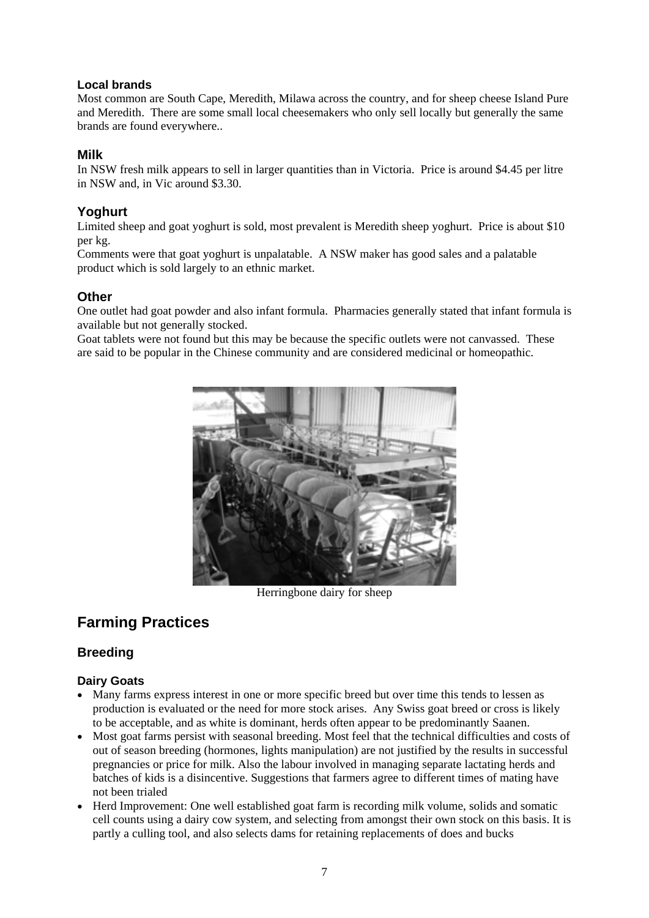### Local brands

Most common are South Cape, Meredith, Milawa across the country, and for sheep cheese Island Pure and Meredith. There are some small local cheesemakers who only sell locally but generally the same brands are found everywhere..

## Milk

In NSW fresh milk appears to sell in larger quantities than in Victoria. Price is around $4.45 per litre in NSW and, in Vic around $3.30.

## Yoghurt

Limited sheep and goat yoghurt is sold, most prevalent is Meredith sheep yoghurt. Price is about $10 per kg.

Comments were that goat yoghurt is unpalatable. A NSW maker has good sales and a palatable product which is sold largely to an ethnic market.

## Other

One outlet had goat powder and also infant formula. Pharmacies generally stated that infant formula is available but not generally stocked.

Goat tablets were not found but this may be because the specific outlets were not canvassed. These are said to be popular in the Chinese community and are considered medicinal or homeopathic.

Herringbone dairy for sheep

# Farming Practices

## Breeding

### Dairy Goats

- Many farms express interest in one or more specific breed but over time this tends to lessen as production is evaluated or the need for more stock arises. Any Swiss goat breed or cross is likely to be acceptable, and as white is dominant, herds often appear to be predominantly Saanen.
- Most goat farms persist with seasonal breeding. Most feel that the technical difficulties and costs of out of season breeding (hormones, lights manipulation) are not justified by the results in successful pregnancies or price for milk. Also the labour involved in managing separate lactating herds and batches of kids is a disincentive. Suggestions that farmers agree to different times of mating have not been trialed
- Herd Improvement: One well established goat farm is recording milk volume, solids and somatic cell counts using a dairy cow system, and selecting from amongst their own stock on this basis. It is partly a culling tool, and also selects dams for retaining replacements of does and bucks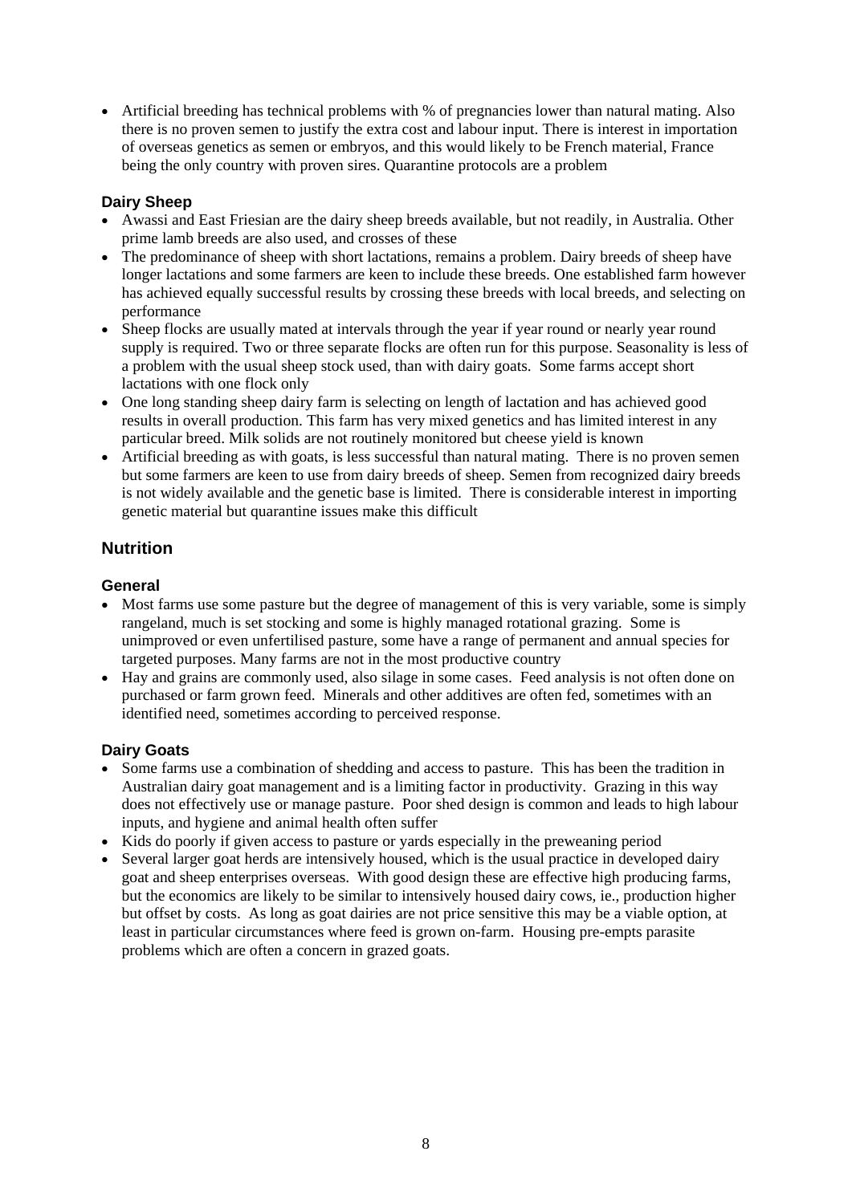- Artificial breeding has technical problems with % of pregnancies lower than natural mating. Also there is no proven semen to justify the extra cost and labour input. There is interest in importation of overseas genetics as semen or embryos, and this would likely to be French material, France being the only country with proven sires. Quarantine protocols are a problem

### Dairy Sheep

- Awassi and East Friesian are the dairy sheep breeds available, but not readily, in Australia. Other prime lamb breeds are also used, and crosses of these
- The predominance of sheep with short lactations, remains a problem. Dairy breeds of sheep have longer lactations and some farmers are keen to include these breeds. One established farm however has achieved equally successful results by crossing these breeds with local breeds, and selecting on performance
- Sheep flocks are usually mated at intervals through the year if year round or nearly year round supply is required. Two or three separate flocks are often run for this purpose. Seasonality is less of a problem with the usual sheep stock used, than with dairy goats. Some farms accept short lactations with one flock only
- One long standing sheep dairy farm is selecting on length of lactation and has achieved good results in overall production. This farm has very mixed genetics and has limited interest in any particular breed. Milk solids are not routinely monitored but cheese yield is known
- Artificial breeding as with goats, is less successful than natural mating. There is no proven semen but some farmers are keen to use from dairy breeds of sheep. Semen from recognized dairy breeds is not widely available and the genetic base is limited. There is considerable interest in importing genetic material but quarantine issues make this difficult

## Nutrition

### General

- Most farms use some pasture but the degree of management of this is very variable, some is simply rangeland, much is set stocking and some is highly managed rotational grazing. Some is unimproved or even unfertilised pasture, some have a range of permanent and annual species for targeted purposes. Many farms are not in the most productive country
- Hay and grains are commonly used, also silage in some cases. Feed analysis is not often done on purchased or farm grown feed. Minerals and other additives are often fed, sometimes with an identified need, sometimes according to perceived response.

### Dairy Goats

- Some farms use a combination of shedding and access to pasture. This has been the tradition in Australian dairy goat management and is a limiting factor in productivity. Grazing in this way does not effectively use or manage pasture. Poor shed design is common and leads to high labour inputs, and hygiene and animal health often suffer
- Kids do poorly if given access to pasture or yards especially in the preweaning period
- Several larger goat herds are intensively housed, which is the usual practice in developed dairy goat and sheep enterprises overseas. With good design these are effective high producing farms, but the economics are likely to be similar to intensively housed dairy cows, ie., production higher but offset by costs. As long as goat dairies are not price sensitive this may be a viable option, at least in particular circumstances where feed is grown on-farm. Housing pre-empts parasite problems which are often a concern in grazed goats.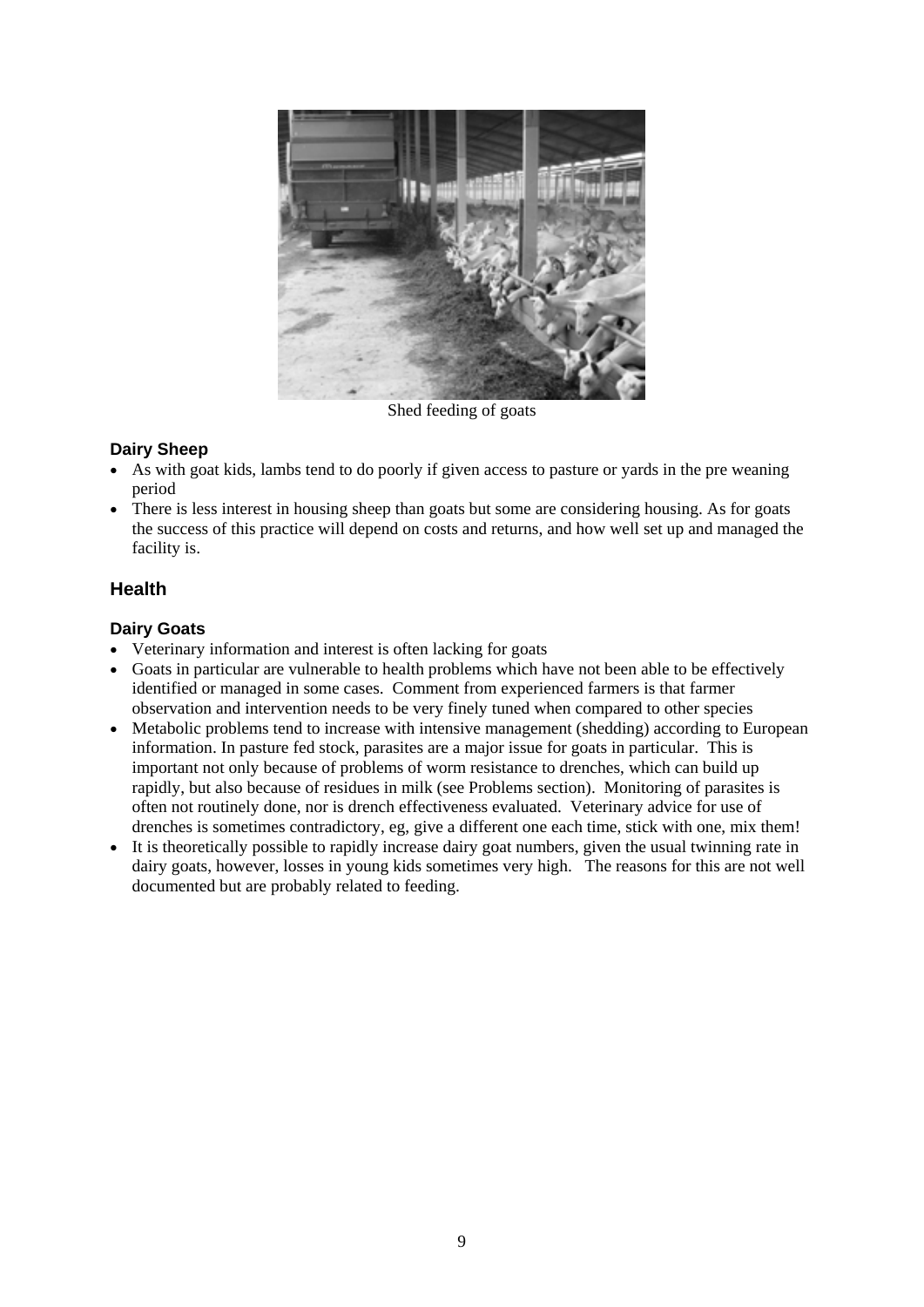Shed feeding of goats

### Dairy Sheep

- As with goat kids, lambs tend to do poorly if given access to pasture or yards in the pre weaning period
- There is less interest in housing sheep than goats but some are considering housing. As for goats the success of this practice will depend on costs and returns, and how well set up and managed the facility is.

## Health

### Dairy Goats

- Veterinary information and interest is often lacking for goats
- Goats in particular are vulnerable to health problems which have not been able to be effectively identified or managed in some cases. Comment from experienced farmers is that farmer observation and intervention needs to be very finely tuned when compared to other species
- Metabolic problems tend to increase with intensive management (shedding) according to European information. In pasture fed stock, parasites are a major issue for goats in particular. This is important not only because of problems of worm resistance to drenches, which can build up rapidly, but also because of residues in milk (see Problems section). Monitoring of parasites is often not routinely done, nor is drench effectiveness evaluated. Veterinary advice for use of drenches is sometimes contradictory, eg, give a different one each time, stick with one, mix them!
- It is theoretically possible to rapidly increase dairy goat numbers, given the usual twinning rate in dairy goats, however, losses in young kids sometimes very high. The reasons for this are not well documented but are probably related to feeding.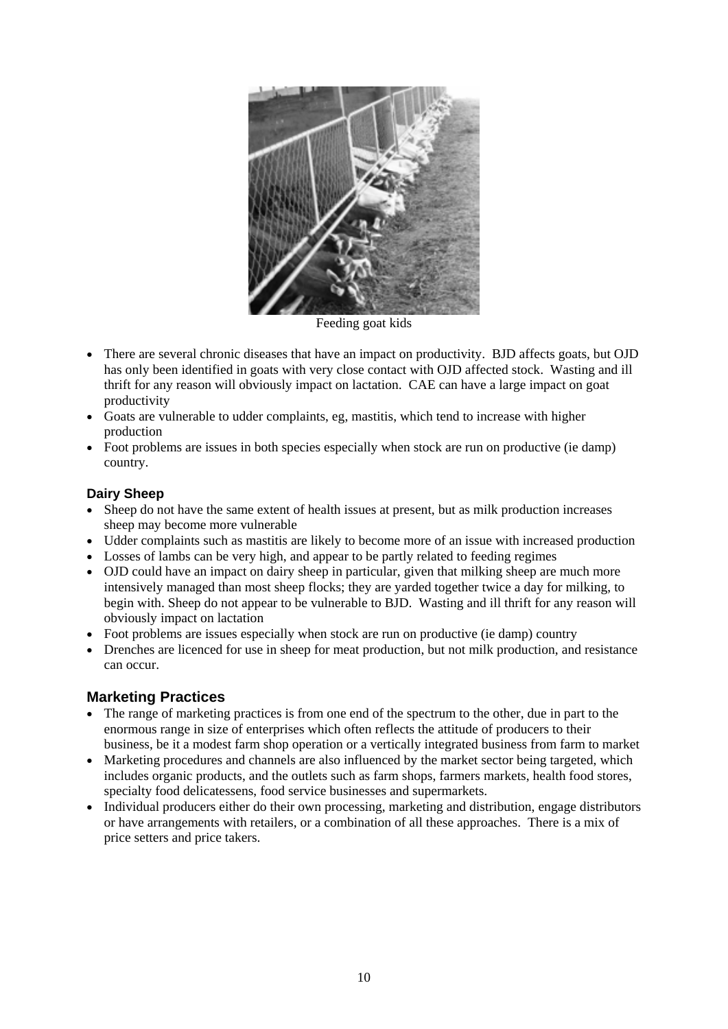Feeding goat kids

- There are several chronic diseases that have an impact on productivity. BJD affects goats, but OJD has only been identified in goats with very close contact with OJD affected stock. Wasting and ill thrift for any reason will obviously impact on lactation. CAE can have a large impact on goat productivity
- Goats are vulnerable to udder complaints, eg, mastitis, which tend to increase with higher production
- Foot problems are issues in both species especially when stock are run on productive (ie damp) country.

### Dairy Sheep

- Sheep do not have the same extent of health issues at present, but as milk production increases sheep may become more vulnerable
- Udder complaints such as mastitis are likely to become more of an issue with increased production
- Losses of lambs can be very high, and appear to be partly related to feeding regimes
- OJD could have an impact on dairy sheep in particular, given that milking sheep are much more intensively managed than most sheep flocks; they are yarded together twice a day for milking, to begin with. Sheep do not appear to be vulnerable to BJD. Wasting and ill thrift for any reason will obviously impact on lactation
- Foot problems are issues especially when stock are run on productive (ie damp) country
- Drenches are licenced for use in sheep for meat production, but not milk production, and resistance can occur.

## Marketing Practices

- The range of marketing practices is from one end of the spectrum to the other, due in part to the enormous range in size of enterprises which often reflects the attitude of producers to their business, be it a modest farm shop operation or a vertically integrated business from farm to market
- Marketing procedures and channels are also influenced by the market sector being targeted, which includes organic products, and the outlets such as farm shops, farmers markets, health food stores, specialty food delicatessens, food service businesses and supermarkets.
- Individual producers either do their own processing, marketing and distribution, engage distributors or have arrangements with retailers, or a combination of all these approaches. There is a mix of price setters and price takers.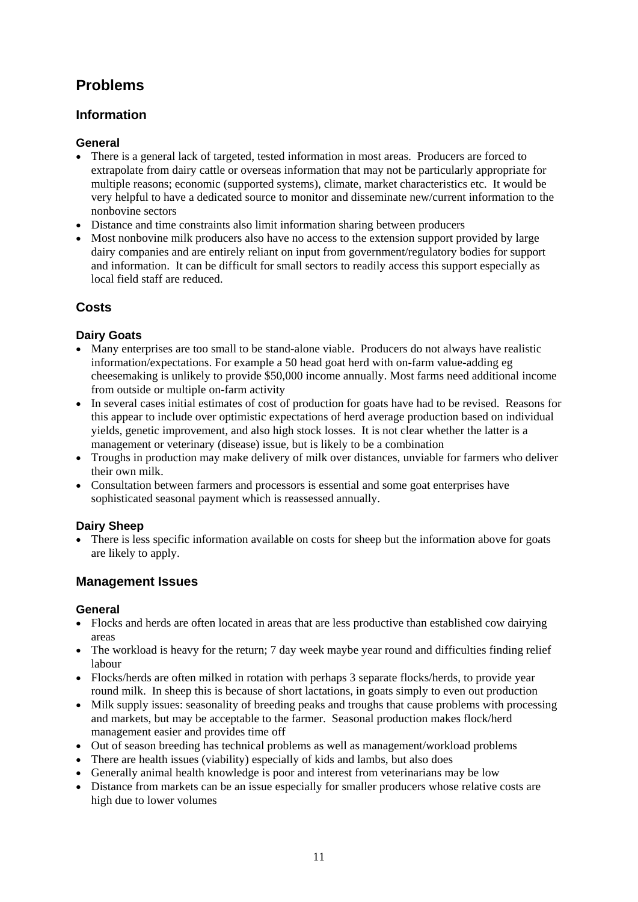# Problems

## Information

### General

- There is a general lack of targeted, tested information in most areas. Producers are forced to extrapolate from dairy cattle or overseas information that may not be particularly appropriate for multiple reasons; economic (supported systems), climate, market characteristics etc. It would be very helpful to have a dedicated source to monitor and disseminate new/current information to the nonbovine sectors
- Distance and time constraints also limit information sharing between producers
- Most nonbovine milk producers also have no access to the extension support provided by large dairy companies and are entirely reliant on input from government/regulatory bodies for support and information. It can be difficult for small sectors to readily access this support especially as local field staff are reduced.

## Costs

### Dairy Goats

- Many enterprises are too small to be stand-alone viable. Producers do not always have realistic information/expectations. For example a 50 head goat herd with on-farm value-adding eg cheesemaking is unlikely to provide $50,000 income annually. Most farms need additional income from outside or multiple on-farm activity
- In several cases initial estimates of cost of production for goats have had to be revised. Reasons for this appear to include over optimistic expectations of herd average production based on individual yields, genetic improvement, and also high stock losses. It is not clear whether the latter is a management or veterinary (disease) issue, but is likely to be a combination
- Troughs in production may make delivery of milk over distances, unviable for farmers who deliver their own milk.
- Consultation between farmers and processors is essential and some goat enterprises have sophisticated seasonal payment which is reassessed annually.

### Dairy Sheep

- There is less specific information available on costs for sheep but the information above for goats are likely to apply.

## Management Issues

### General

- Flocks and herds are often located in areas that are less productive than established cow dairying areas
- The workload is heavy for the return; 7 day week maybe year round and difficulties finding relief labour
- Flocks/herds are often milked in rotation with perhaps 3 separate flocks/herds, to provide year round milk. In sheep this is because of short lactations, in goats simply to even out production
- Milk supply issues: seasonality of breeding peaks and troughs that cause problems with processing and markets, but may be acceptable to the farmer. Seasonal production makes flock/herd management easier and provides time off
- Out of season breeding has technical problems as well as management/workload problems
- There are health issues (viability) especially of kids and lambs, but also does
- Generally animal health knowledge is poor and interest from veterinarians may be low
- Distance from markets can be an issue especially for smaller producers whose relative costs are high due to lower volumes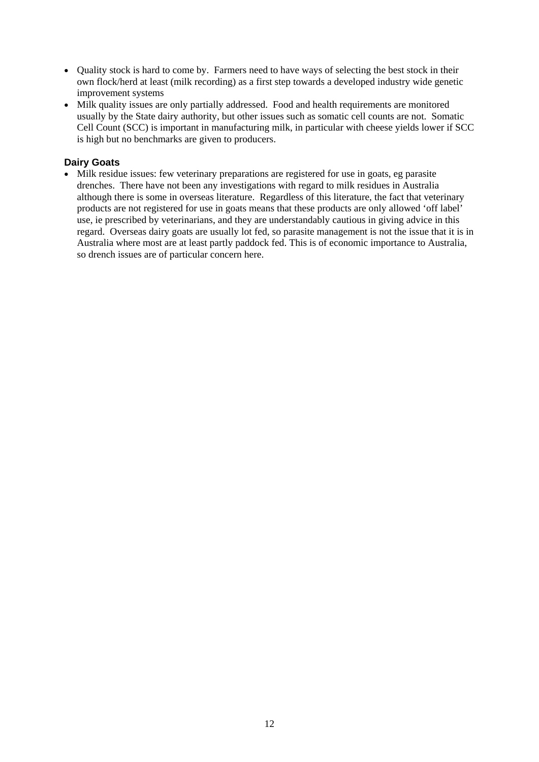- Quality stock is hard to come by. Farmers need to have ways of selecting the best stock in their own flock/herd at least (milk recording) as a first step towards a developed industry wide genetic improvement systems
- Milk quality issues are only partially addressed. Food and health requirements are monitored usually by the State dairy authority, but other issues such as somatic cell counts are not. Somatic Cell Count (SCC) is important in manufacturing milk, in particular with cheese yields lower if SCC is high but no benchmarks are given to producers.

### Dairy Goats

- Milk residue issues: few veterinary preparations are registered for use in goats, eg parasite drenches. There have not been any investigations with regard to milk residues in Australia although there is some in overseas literature. Regardless of this literature, the fact that veterinary products are not registered for use in goats means that these products are only allowed 'off label' use, ie prescribed by veterinarians, and they are understandably cautious in giving advice in this regard. Overseas dairy goats are usually lot fed, so parasite management is not the issue that it is in Australia where most are at least partly paddock fed. This is of economic importance to Australia, so drench issues are of particular concern here.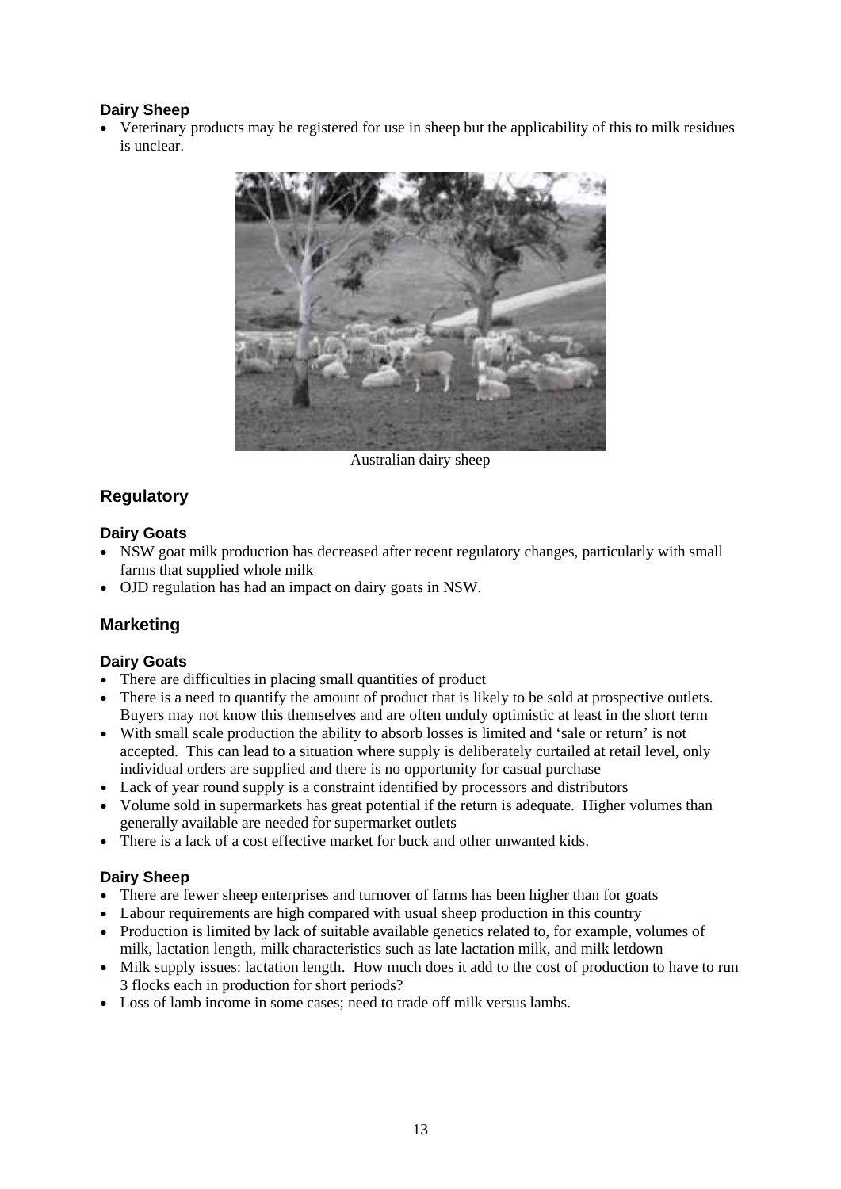### Dairy Sheep

- Veterinary products may be registered for use in sheep but the applicability of this to milk residues is unclear.

Australian dairy sheep

## Regulatory

### Dairy Goats

- NSW goat milk production has decreased after recent regulatory changes, particularly with small farms that supplied whole milk
- OJD regulation has had an impact on dairy goats in NSW.

## Marketing

### Dairy Goats

- There are difficulties in placing small quantities of product
- There is a need to quantify the amount of product that is likely to be sold at prospective outlets. Buyers may not know this themselves and are often unduly optimistic at least in the short term
- With small scale production the ability to absorb losses is limited and 'sale or return' is not accepted. This can lead to a situation where supply is deliberately curtailed at retail level, only individual orders are supplied and there is no opportunity for casual purchase
- Lack of year round supply is a constraint identified by processors and distributors
- Volume sold in supermarkets has great potential if the return is adequate. Higher volumes than generally available are needed for supermarket outlets
- There is a lack of a cost effective market for buck and other unwanted kids.

### Dairy Sheep

- There are fewer sheep enterprises and turnover of farms has been higher than for goats
- Labour requirements are high compared with usual sheep production in this country
- Production is limited by lack of suitable available genetics related to, for example, volumes of milk, lactation length, milk characteristics such as late lactation milk, and milk letdown
- Milk supply issues: lactation length. How much does it add to the cost of production to have to run 3 flocks each in production for short periods?
- Loss of lamb income in some cases; need to trade off milk versus lambs.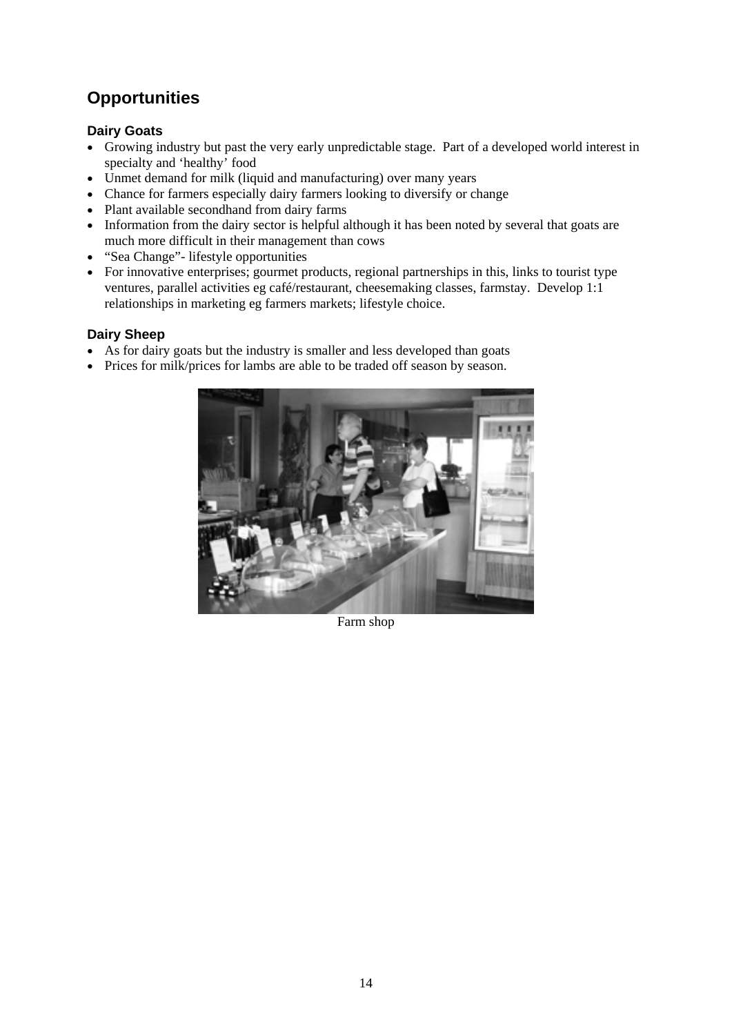## Opportunities

### Dairy Goats

- Growing industry but past the very early unpredictable stage. Part of a developed world interest in specialty and 'healthy' food
- Unmet demand for milk (liquid and manufacturing) over many years
- Chance for farmers especially dairy farmers looking to diversify or change
- Plant available secondhand from dairy farms
- Information from the dairy sector is helpful although it has been noted by several that goats are much more difficult in their management than cows
- "Sea Change"- lifestyle opportunities
- For innovative enterprises; gourmet products, regional partnerships in this, links to tourist type ventures, parallel activities eg café/restaurant, cheesemaking classes, farmstay. Develop 1:1 relationships in marketing eg farmers markets; lifestyle choice.

### Dairy Sheep

- As for dairy goats but the industry is smaller and less developed than goats
- Prices for milk/prices for lambs are able to be traded off season by season.

Farm shop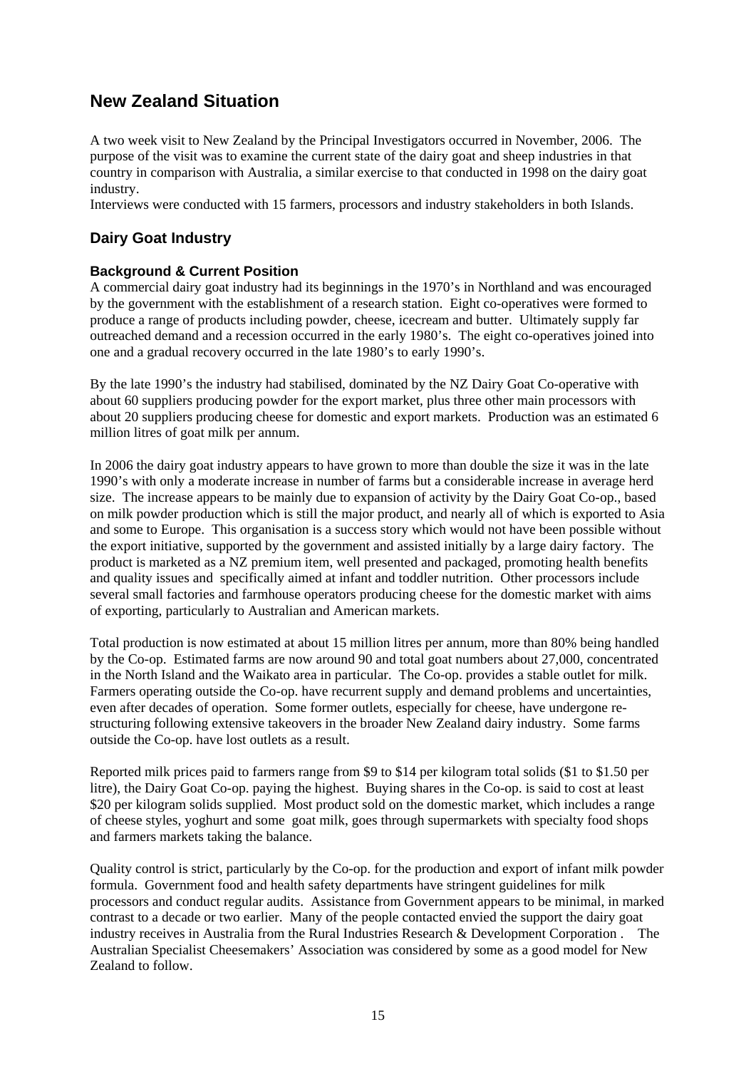# New Zealand Situation

A two week visit to New Zealand by the Principal Investigators occurred in November, 2006. The purpose of the visit was to examine the current state of the dairy goat and sheep industries in that country in comparison with Australia, a similar exercise to that conducted in 1998 on the dairy goat industry.

Interviews were conducted with 15 farmers, processors and industry stakeholders in both Islands.

## Dairy Goat Industry

### Background & Current Position

A commercial dairy goat industry had its beginnings in the 1970's in Northland and was encouraged by the government with the establishment of a research station. Eight co-operatives were formed to produce a range of products including powder, cheese, icecream and butter. Ultimately supply far outreached demand and a recession occurred in the early 1980's. The eight co-operatives joined into one and a gradual recovery occurred in the late 1980's to early 1990's.

By the late 1990's the industry had stabilised, dominated by the NZ Dairy Goat Co-operative with about 60 suppliers producing powder for the export market, plus three other main processors with about 20 suppliers producing cheese for domestic and export markets. Production was an estimated 6 million litres of goat milk per annum.

In 2006 the dairy goat industry appears to have grown to more than double the size it was in the late 1990's with only a moderate increase in number of farms but a considerable increase in average herd size. The increase appears to be mainly due to expansion of activity by the Dairy Goat Co-op., based on milk powder production which is still the major product, and nearly all of which is exported to Asia and some to Europe. This organisation is a success story which would not have been possible without the export initiative, supported by the government and assisted initially by a large dairy factory. The product is marketed as a NZ premium item, well presented and packaged, promoting health benefits and quality issues and specifically aimed at infant and toddler nutrition. Other processors include several small factories and farmhouse operators producing cheese for the domestic market with aims of exporting, particularly to Australian and American markets.

Total production is now estimated at about 15 million litres per annum, more than 80% being handled by the Co-op. Estimated farms are now around 90 and total goat numbers about 27,000, concentrated in the North Island and the Waikato area in particular. The Co-op. provides a stable outlet for milk. Farmers operating outside the Co-op. have recurrent supply and demand problems and uncertainties, even after decades of operation. Some former outlets, especially for cheese, have undergone re-structuring following extensive takeovers in the broader New Zealand dairy industry. Some farms outside the Co-op. have lost outlets as a result.

Reported milk prices paid to farmers range from $9 to $14 per kilogram total solids ($1 to $1.50 per litre), the Dairy Goat Co-op. paying the highest. Buying shares in the Co-op. is said to cost at least $20 per kilogram solids supplied. Most product sold on the domestic market, which includes a range of cheese styles, yoghurt and some goat milk, goes through supermarkets with specialty food shops and farmers markets taking the balance.

Quality control is strict, particularly by the Co-op. for the production and export of infant milk powder formula. Government food and health safety departments have stringent guidelines for milk processors and conduct regular audits. Assistance from Government appears to be minimal, in marked contrast to a decade or two earlier. Many of the people contacted envied the support the dairy goat industry receives in Australia from the Rural Industries Research & Development Corporation . The Australian Specialist Cheesemakers' Association was considered by some as a good model for New Zealand to follow.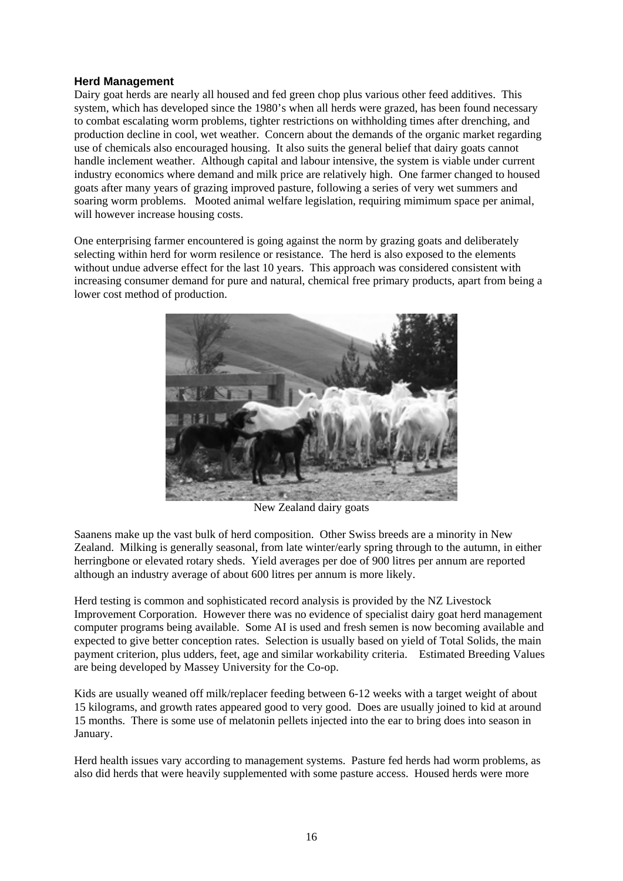### Herd Management

Dairy goat herds are nearly all housed and fed green chop plus various other feed additives. This system, which has developed since the 1980's when all herds were grazed, has been found necessary to combat escalating worm problems, tighter restrictions on withholding times after drenching, and production decline in cool, wet weather. Concern about the demands of the organic market regarding use of chemicals also encouraged housing. It also suits the general belief that dairy goats cannot handle inclement weather. Although capital and labour intensive, the system is viable under current industry economics where demand and milk price are relatively high. One farmer changed to housed goats after many years of grazing improved pasture, following a series of very wet summers and soaring worm problems. Mooted animal welfare legislation, requiring mimimum space per animal, will however increase housing costs.

One enterprising farmer encountered is going against the norm by grazing goats and deliberately selecting within herd for worm resilence or resistance. The herd is also exposed to the elements without undue adverse effect for the last 10 years. This approach was considered consistent with increasing consumer demand for pure and natural, chemical free primary products, apart from being a lower cost method of production.

New Zealand dairy goats

Saanens make up the vast bulk of herd composition. Other Swiss breeds are a minority in New Zealand. Milking is generally seasonal, from late winter/early spring through to the autumn, in either herringbone or elevated rotary sheds. Yield averages per doe of 900 litres per annum are reported although an industry average of about 600 litres per annum is more likely.

Herd testing is common and sophisticated record analysis is provided by the NZ Livestock Improvement Corporation. However there was no evidence of specialist dairy goat herd management computer programs being available. Some AI is used and fresh semen is now becoming available and expected to give better conception rates. Selection is usually based on yield of Total Solids, the main payment criterion, plus udders, feet, age and similar workability criteria. Estimated Breeding Values are being developed by Massey University for the Co-op.

Kids are usually weaned off milk/replacer feeding between 6-12 weeks with a target weight of about 15 kilograms, and growth rates appeared good to very good. Does are usually joined to kid at around 15 months. There is some use of melatonin pellets injected into the ear to bring does into season in January.

Herd health issues vary according to management systems. Pasture fed herds had worm problems, as also did herds that were heavily supplemented with some pasture access. Housed herds were more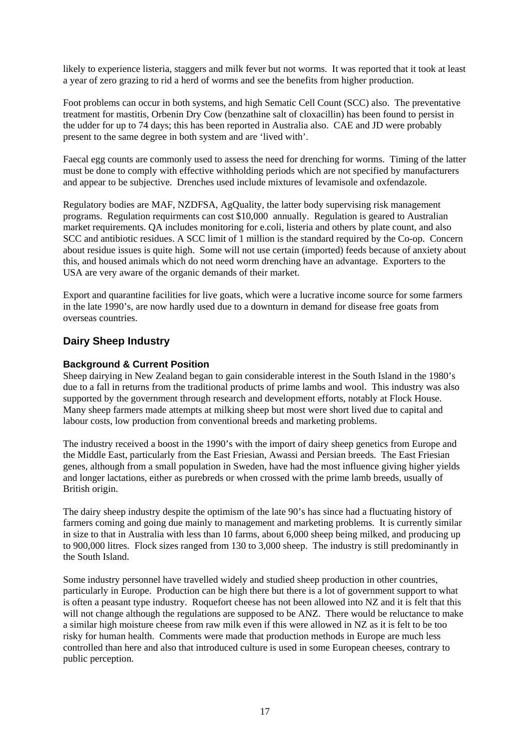likely to experience listeria, staggers and milk fever but not worms. It was reported that it took at least a year of zero grazing to rid a herd of worms and see the benefits from higher production.

Foot problems can occur in both systems, and high Sematic Cell Count (SCC) also. The preventative treatment for mastitis, Orbenin Dry Cow (benzathine salt of cloxacillin) has been found to persist in the udder for up to 74 days; this has been reported in Australia also. CAE and JD were probably present to the same degree in both system and are 'lived with'.

Faecal egg counts are commonly used to assess the need for drenching for worms. Timing of the latter must be done to comply with effective withholding periods which are not specified by manufacturers and appear to be subjective. Drenches used include mixtures of levamisole and oxfendazole.

Regulatory bodies are MAF, NZDFSA, AgQuality, the latter body supervising risk management programs. Regulation requirments can cost $10,000 annually. Regulation is geared to Australian market requirements. QA includes monitoring for e.coli, listeria and others by plate count, and also SCC and antibiotic residues. A SCC limit of 1 million is the standard required by the Co-op. Concern about residue issues is quite high. Some will not use certain (imported) feeds because of anxiety about this, and housed animals which do not need worm drenching have an advantage. Exporters to the USA are very aware of the organic demands of their market.

Export and quarantine facilities for live goats, which were a lucrative income source for some farmers in the late 1990's, are now hardly used due to a downturn in demand for disease free goats from overseas countries.

## Dairy Sheep Industry

### Background & Current Position

Sheep dairying in New Zealand began to gain considerable interest in the South Island in the 1980's due to a fall in returns from the traditional products of prime lambs and wool. This industry was also supported by the government through research and development efforts, notably at Flock House. Many sheep farmers made attempts at milking sheep but most were short lived due to capital and labour costs, low production from conventional breeds and marketing problems.

The industry received a boost in the 1990's with the import of dairy sheep genetics from Europe and the Middle East, particularly from the East Friesian, Awassi and Persian breeds. The East Friesian genes, although from a small population in Sweden, have had the most influence giving higher yields and longer lactations, either as purebreds or when crossed with the prime lamb breeds, usually of British origin.

The dairy sheep industry despite the optimism of the late 90's has since had a fluctuating history of farmers coming and going due mainly to management and marketing problems. It is currently similar in size to that in Australia with less than 10 farms, about 6,000 sheep being milked, and producing up to 900,000 litres. Flock sizes ranged from 130 to 3,000 sheep. The industry is still predominantly in the South Island.

Some industry personnel have travelled widely and studied sheep production in other countries, particularly in Europe. Production can be high there but there is a lot of government support to what is often a peasant type industry. Roquefort cheese has not been allowed into NZ and it is felt that this will not change although the regulations are supposed to be ANZ. There would be reluctance to make a similar high moisture cheese from raw milk even if this were allowed in NZ as it is felt to be too risky for human health. Comments were made that production methods in Europe are much less controlled than here and also that introduced culture is used in some European cheeses, contrary to public perception.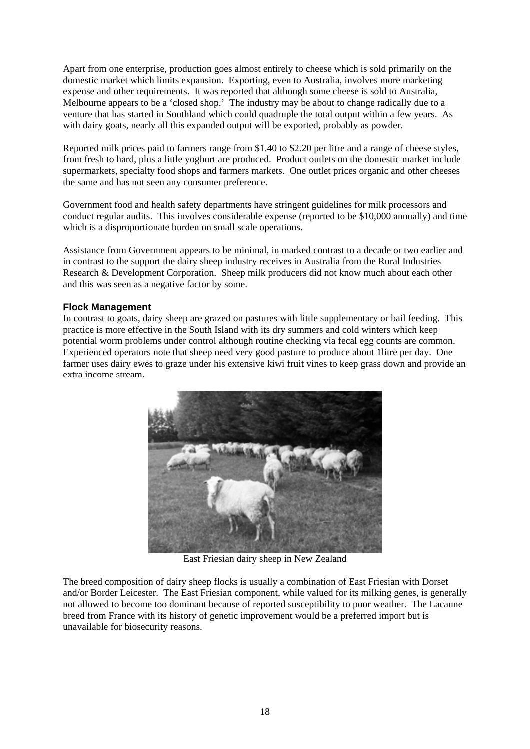Apart from one enterprise, production goes almost entirely to cheese which is sold primarily on the domestic market which limits expansion. Exporting, even to Australia, involves more marketing expense and other requirements. It was reported that although some cheese is sold to Australia, Melbourne appears to be a 'closed shop.' The industry may be about to change radically due to a venture that has started in Southland which could quadruple the total output within a few years. As with dairy goats, nearly all this expanded output will be exported, probably as powder.

Reported milk prices paid to farmers range from $1.40 to $2.20 per litre and a range of cheese styles, from fresh to hard, plus a little yoghurt are produced. Product outlets on the domestic market include supermarkets, specialty food shops and farmers markets. One outlet prices organic and other cheeses the same and has not seen any consumer preference.

Government food and health safety departments have stringent guidelines for milk processors and conduct regular audits. This involves considerable expense (reported to be $10,000 annually) and time which is a disproportionate burden on small scale operations.

Assistance from Government appears to be minimal, in marked contrast to a decade or two earlier and in contrast to the support the dairy sheep industry receives in Australia from the Rural Industries Research & Development Corporation. Sheep milk producers did not know much about each other and this was seen as a negative factor by some.

### Flock Management

In contrast to goats, dairy sheep are grazed on pastures with little supplementary or bail feeding. This practice is more effective in the South Island with its dry summers and cold winters which keep potential worm problems under control although routine checking via fecal egg counts are common. Experienced operators note that sheep need very good pasture to produce about 1litre per day. One farmer uses dairy ewes to graze under his extensive kiwi fruit vines to keep grass down and provide an extra income stream.

East Friesian dairy sheep in New Zealand

The breed composition of dairy sheep flocks is usually a combination of East Friesian with Dorset and/or Border Leicester. The East Friesian component, while valued for its milking genes, is generally not allowed to become too dominant because of reported susceptibility to poor weather. The Lacaune breed from France with its history of genetic improvement would be a preferred import but is unavailable for biosecurity reasons.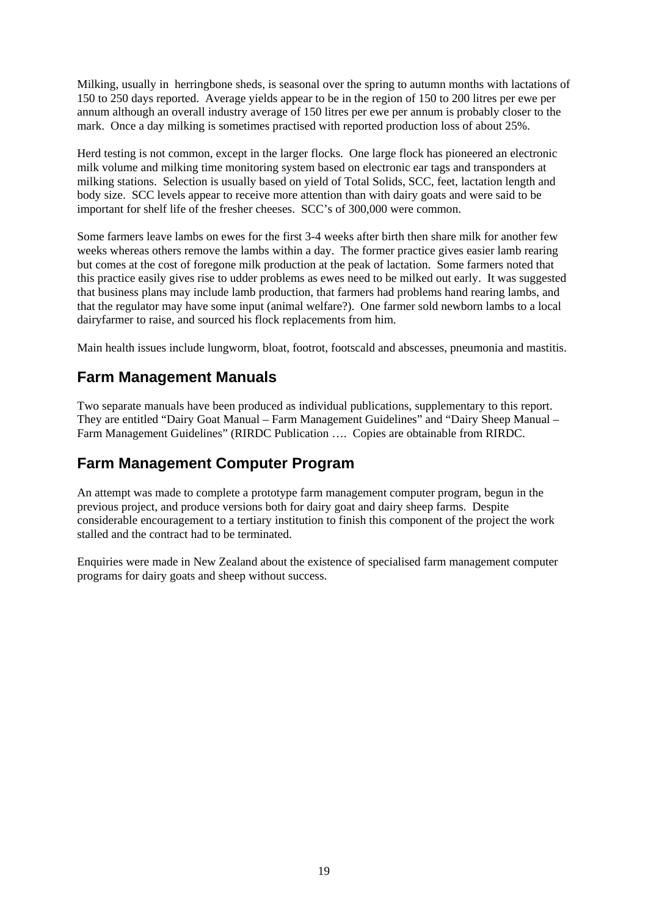Milking, usually in herringbone sheds, is seasonal over the spring to autumn months with lactations of 150 to 250 days reported. Average yields appear to be in the region of 150 to 200 litres per ewe per annum although an overall industry average of 150 litres per ewe per annum is probably closer to the mark. Once a day milking is sometimes practised with reported production loss of about 25%.

Herd testing is not common, except in the larger flocks. One large flock has pioneered an electronic milk volume and milking time monitoring system based on electronic ear tags and transponders at milking stations. Selection is usually based on yield of Total Solids, SCC, feet, lactation length and body size. SCC levels appear to receive more attention than with dairy goats and were said to be important for shelf life of the fresher cheeses. SCC's of 300,000 were common.

Some farmers leave lambs on ewes for the first 3-4 weeks after birth then share milk for another few weeks whereas others remove the lambs within a day. The former practice gives easier lamb rearing but comes at the cost of foregone milk production at the peak of lactation. Some farmers noted that this practice easily gives rise to udder problems as ewes need to be milked out early. It was suggested that business plans may include lamb production, that farmers had problems hand rearing lambs, and that the regulator may have some input (animal welfare?). One farmer sold newborn lambs to a local dairyfarmer to raise, and sourced his flock replacements from him.

Main health issues include lungworm, bloat, footrot, footscald and abscesses, pneumonia and mastitis.

## Farm Management Manuals

Two separate manuals have been produced as individual publications, supplementary to this report. They are entitled "Dairy Goat Manual – Farm Management Guidelines" and "Dairy Sheep Manual – Farm Management Guidelines" (RIRDC Publication …. Copies are obtainable from RIRDC.

## Farm Management Computer Program

An attempt was made to complete a prototype farm management computer program, begun in the previous project, and produce versions both for dairy goat and dairy sheep farms. Despite considerable encouragement to a tertiary institution to finish this component of the project the work stalled and the contract had to be terminated.

Enquiries were made in New Zealand about the existence of specialised farm management computer programs for dairy goats and sheep without success.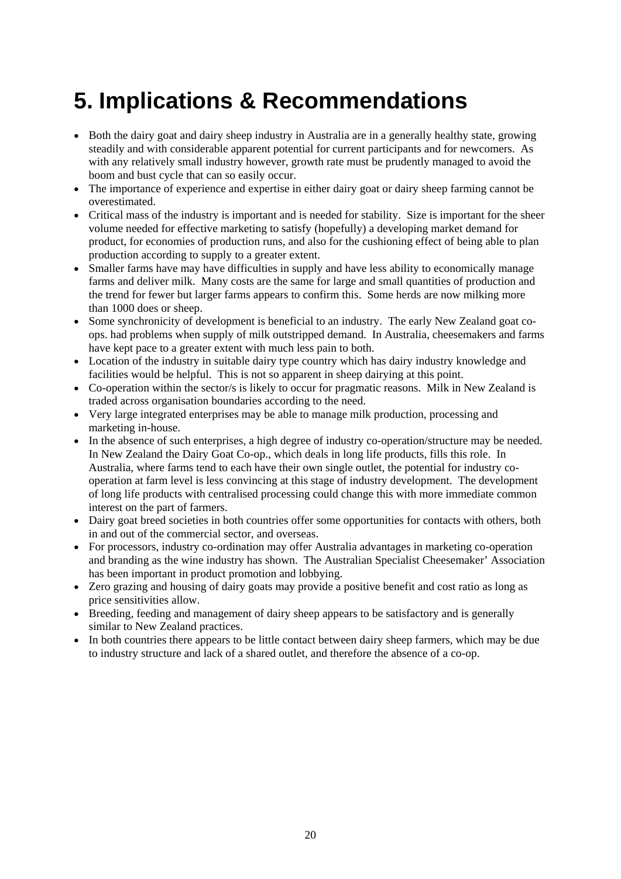# 5. Implications & Recommendations

- Both the dairy goat and dairy sheep industry in Australia are in a generally healthy state, growing steadily and with considerable apparent potential for current participants and for newcomers. As with any relatively small industry however, growth rate must be prudently managed to avoid the boom and bust cycle that can so easily occur.
- The importance of experience and expertise in either dairy goat or dairy sheep farming cannot be overestimated.
- Critical mass of the industry is important and is needed for stability. Size is important for the sheer volume needed for effective marketing to satisfy (hopefully) a developing market demand for product, for economies of production runs, and also for the cushioning effect of being able to plan production according to supply to a greater extent.
- Smaller farms have may have difficulties in supply and have less ability to economically manage farms and deliver milk. Many costs are the same for large and small quantities of production and the trend for fewer but larger farms appears to confirm this. Some herds are now milking more than 1000 does or sheep.
- Some synchronicity of development is beneficial to an industry. The early New Zealand goat co-ops. had problems when supply of milk outstripped demand. In Australia, cheesemakers and farms have kept pace to a greater extent with much less pain to both.
- Location of the industry in suitable dairy type country which has dairy industry knowledge and facilities would be helpful. This is not so apparent in sheep dairying at this point.
- Co-operation within the sector/s is likely to occur for pragmatic reasons. Milk in New Zealand is traded across organisation boundaries according to the need.
- Very large integrated enterprises may be able to manage milk production, processing and marketing in-house.
- In the absence of such enterprises, a high degree of industry co-operation/structure may be needed. In New Zealand the Dairy Goat Co-op., which deals in long life products, fills this role. In Australia, where farms tend to each have their own single outlet, the potential for industry co-operation at farm level is less convincing at this stage of industry development. The development of long life products with centralised processing could change this with more immediate common interest on the part of farmers.
- Dairy goat breed societies in both countries offer some opportunities for contacts with others, both in and out of the commercial sector, and overseas.
- For processors, industry co-ordination may offer Australia advantages in marketing co-operation and branding as the wine industry has shown. The Australian Specialist Cheesemaker' Association has been important in product promotion and lobbying.
- Zero grazing and housing of dairy goats may provide a positive benefit and cost ratio as long as price sensitivities allow.
- Breeding, feeding and management of dairy sheep appears to be satisfactory and is generally similar to New Zealand practices.
- In both countries there appears to be little contact between dairy sheep farmers, which may be due to industry structure and lack of a shared outlet, and therefore the absence of a co-op.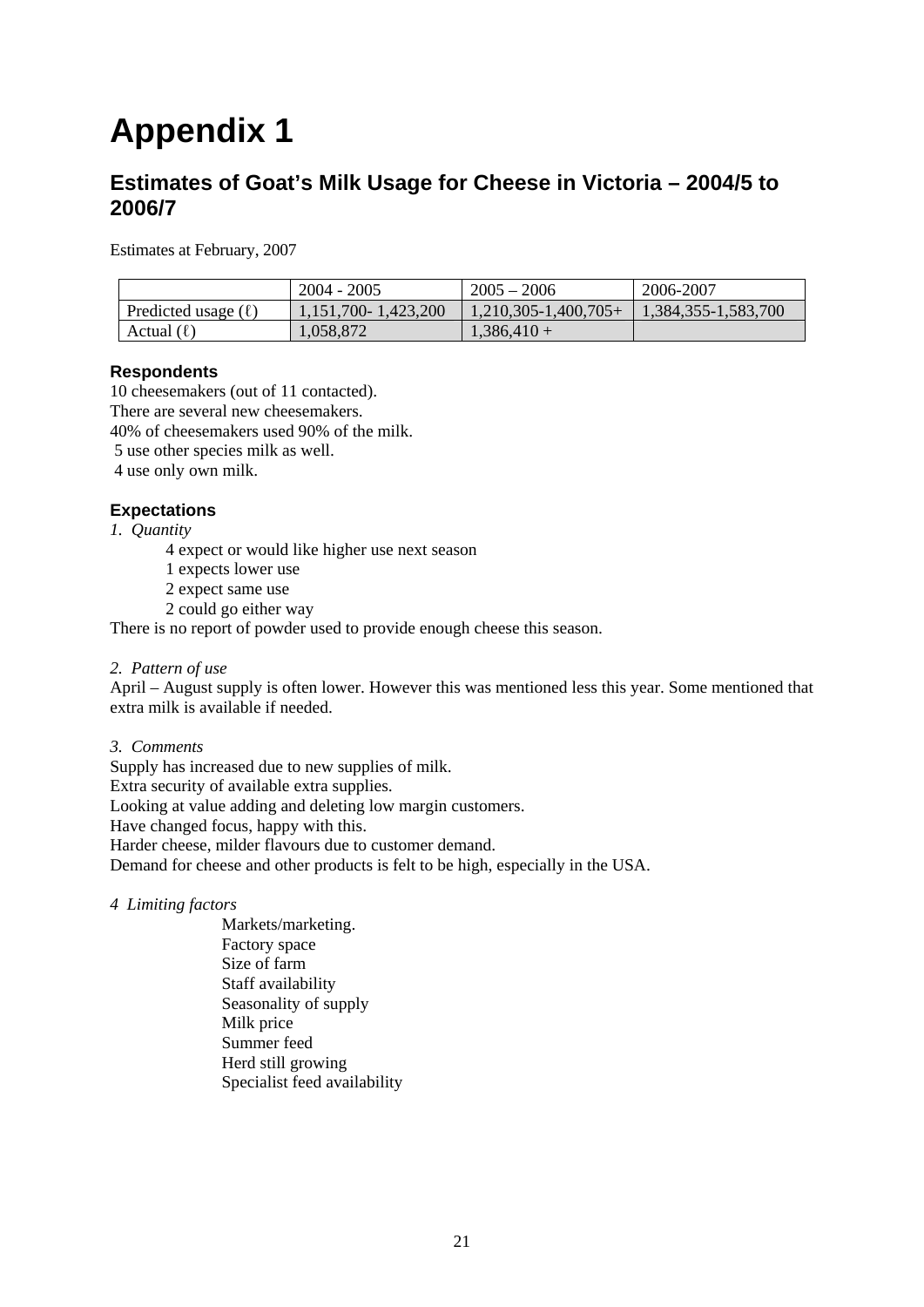# Appendix 1

## Estimates of Goat's Milk Usage for Cheese in Victoria – 2004/5 to 2006/7

Estimates at February, 2007

| | 2004 - 2005 | 2005 – 2006 | 2006-2007 |
|---|---|---|---|
| Predicted usage (ℓ) | 1,151,700- 1,423,200 | 1,210,305-1,400,705+ | 1,384,355-1,583,700 |
| Actual (ℓ) | 1,058,872 | 1,386,410 + | |

### Respondents

10 cheesemakers (out of 11 contacted).
There are several new cheesemakers.
40% of cheesemakers used 90% of the milk.
5 use other species milk as well.
4 use only own milk.

### Expectations

*1. Quantity*

- 4 expect or would like higher use next season
- 1 expects lower use
- 2 expect same use
- 2 could go either way

There is no report of powder used to provide enough cheese this season.

*2. Pattern of use*

April – August supply is often lower. However this was mentioned less this year. Some mentioned that extra milk is available if needed.

*3. Comments*

Supply has increased due to new supplies of milk.
Extra security of available extra supplies.
Looking at value adding and deleting low margin customers.
Have changed focus, happy with this.
Harder cheese, milder flavours due to customer demand.
Demand for cheese and other products is felt to be high, especially in the USA.

*4 Limiting factors*

- Markets/marketing.
- Factory space
- Size of farm
- Staff availability
- Seasonality of supply
- Milk price
- Summer feed
- Herd still growing
- Specialist feed availability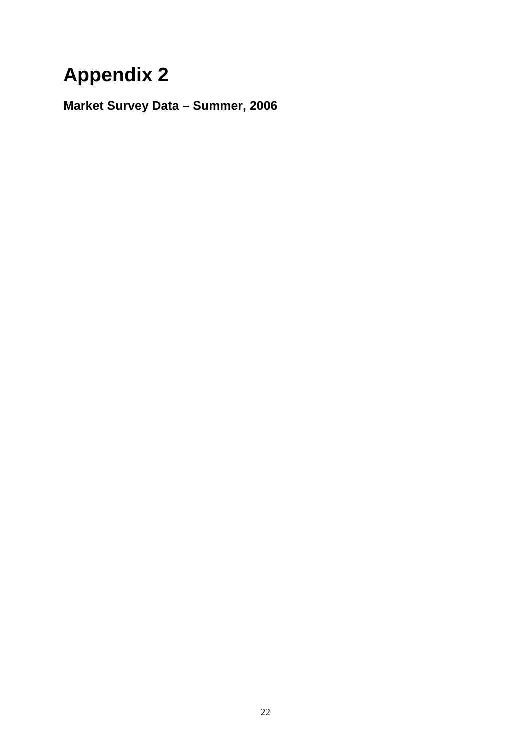# Appendix 2

**Market Survey Data – Summer, 2006**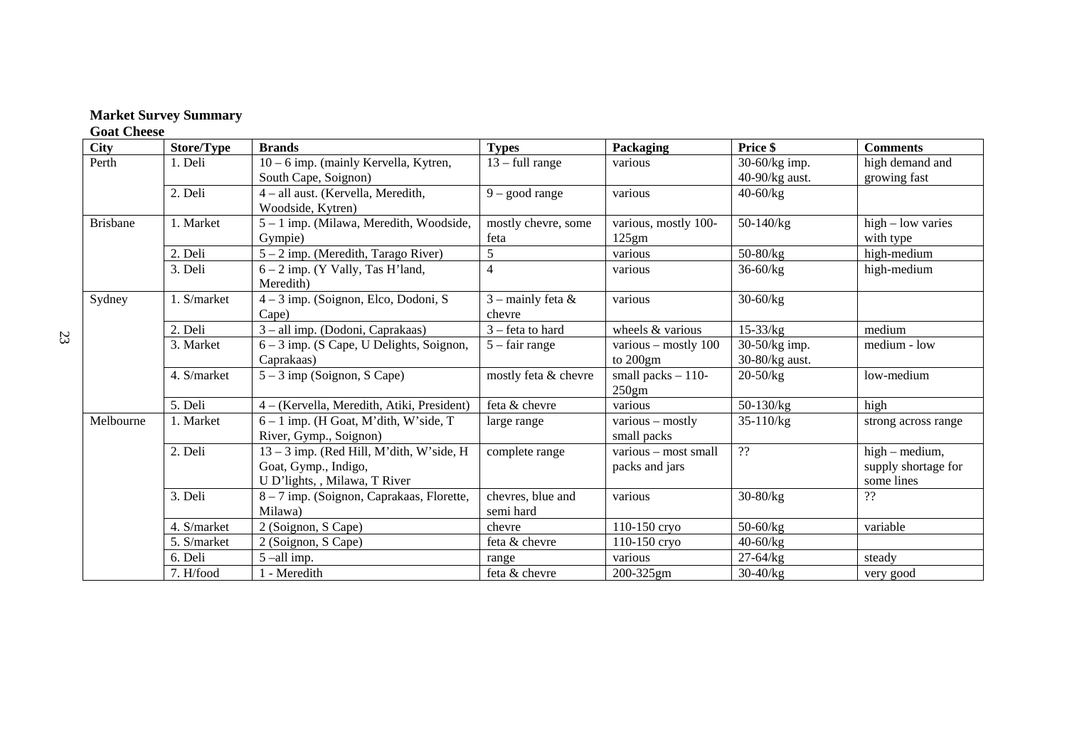**Market Survey Summary**

**Goat Cheese**

| City | Store/Type | Brands | Types | Packaging | Price $ | Comments |
|---|---|---|---|---|---|---|
| Perth | 1. Deli | 10 – 6 imp. (mainly Kervella, Kytren, South Cape, Soignon) | 13 – full range | various | 30-60/kg imp. 40-90/kg aust. | high demand and growing fast |
| | 2. Deli | 4 – all aust. (Kervella, Meredith, Woodside, Kytren) | 9 – good range | various | 40-60/kg | |
| Brisbane | 1. Market | 5 – 1 imp. (Milawa, Meredith, Woodside, Gympie) | mostly chevre, some feta | various, mostly 100-125gm | 50-140/kg | high – low varies with type |
| | 2. Deli | 5 – 2 imp. (Meredith, Tarago River) | 5 | various | 50-80/kg | high-medium |
| | 3. Deli | 6 – 2 imp. (Y Vally, Tas H'land, Meredith) | 4 | various | 36-60/kg | high-medium |
| Sydney | 1. S/market | 4 – 3 imp. (Soignon, Elco, Dodoni, S Cape) | 3 – mainly feta & chevre | various | 30-60/kg | |
| | 2. Deli | 3 – all imp. (Dodoni, Caprakaas) | 3 – feta to hard | wheels & various | 15-33/kg | medium |
| | 3. Market | 6 – 3 imp. (S Cape, U Delights, Soignon, Caprakaas) | 5 – fair range | various – mostly 100 to 200gm | 30-50/kg imp. 30-80/kg aust. | medium - low |
| | 4. S/market | 5 – 3 imp (Soignon, S Cape) | mostly feta & chevre | small packs – 110-250gm | 20-50/kg | low-medium |
| | 5. Deli | 4 – (Kervella, Meredith, Atiki, President) | feta & chevre | various | 50-130/kg | high |
| Melbourne | 1. Market | 6 – 1 imp. (H Goat, M'dith, W'side, T River, Gymp., Soignon) | large range | various – mostly small packs | 35-110/kg | strong across range |
| | 2. Deli | 13 – 3 imp. (Red Hill, M'dith, W'side, H Goat, Gymp., Indigo, U D'lights, , Milawa, T River | complete range | various – most small packs and jars | ?? | high – medium, supply shortage for some lines |
| | 3. Deli | 8 – 7 imp. (Soignon, Caprakaas, Florette, Milawa) | chevres, blue and semi hard | various | 30-80/kg | ?? |
| | 4. S/market | 2 (Soignon, S Cape) | chevre | 110-150 cryo | 50-60/kg | variable |
| | 5. S/market | 2 (Soignon, S Cape) | feta & chevre | 110-150 cryo | 40-60/kg | |
| | 6. Deli | 5 –all imp. | range | various | 27-64/kg | steady |
| | 7. H/food | 1 - Meredith | feta & chevre | 200-325gm | 30-40/kg | very good |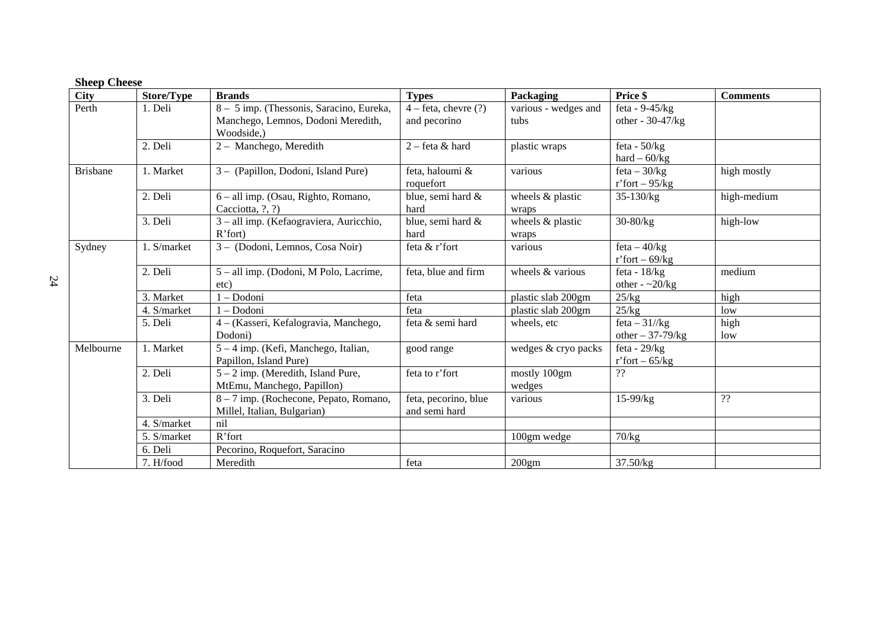**Sheep Cheese**

| City | Store/Type | Brands | Types | Packaging | Price $ | Comments |
|---|---|---|---|---|---|---|
| Perth | 1. Deli | 8 – 5 imp. (Thessonis, Saracino, Eureka, Manchego, Lemnos, Dodoni Meredith, Woodside,) | 4 – feta, chevre (?) and pecorino | various - wedges and tubs | feta - 9-45/kg<br>other - 30-47/kg | |
| | 2. Deli | 2 – Manchego, Meredith | 2 – feta & hard | plastic wraps | feta - 50/kg<br>hard – 60/kg | |
| Brisbane | 1. Market | 3 – (Papillon, Dodoni, Island Pure) | feta, haloumi & roquefort | various | feta – 30/kg<br>r'fort – 95/kg | high mostly |
| | 2. Deli | 6 – all imp. (Osau, Righto, Romano, Cacciotta, ?, ?) | blue, semi hard & hard | wheels & plastic wraps | 35-130/kg | high-medium |
| | 3. Deli | 3 – all imp. (Kefaograviera, Auricchio, R'fort) | blue, semi hard & hard | wheels & plastic wraps | 30-80/kg | high-low |
| Sydney | 1. S/market | 3 – (Dodoni, Lemnos, Cosa Noir) | feta & r'fort | various | feta – 40/kg<br>r'fort – 69/kg | |
| | 2. Deli | 5 – all imp. (Dodoni, M Polo, Lacrime, etc) | feta, blue and firm | wheels & various | feta - 18/kg<br>other - ~20/kg | medium |
| | 3. Market | 1 – Dodoni | feta | plastic slab 200gm | 25/kg | high |
| | 4. S/market | 1 – Dodoni | feta | plastic slab 200gm | 25/kg | low |
| | 5. Deli | 4 – (Kasseri, Kefalogravia, Manchego, Dodoni) | feta & semi hard | wheels, etc | feta – 31//kg<br>other – 37-79/kg | high<br>low |
| Melbourne | 1. Market | 5 – 4 imp. (Kefi, Manchego, Italian, Papillon, Island Pure) | good range | wedges & cryo packs | feta - 29/kg<br>r'fort – 65/kg | |
| | 2. Deli | 5 – 2 imp. (Meredith, Island Pure, MtEmu, Manchego, Papillon) | feta to r'fort | mostly 100gm wedges | ?? | |
| | 3. Deli | 8 – 7 imp. (Rochecone, Pepato, Romano, Millel, Italian, Bulgarian) | feta, pecorino, blue and semi hard | various | 15-99/kg | ?? |
| | 4. S/market | nil | | | | |
| | 5. S/market | R'fort | | 100gm wedge | 70/kg | |
| | 6. Deli | Pecorino, Roquefort, Saracino | | | | |
| | 7. H/food | Meredith | feta | 200gm | 37.50/kg | |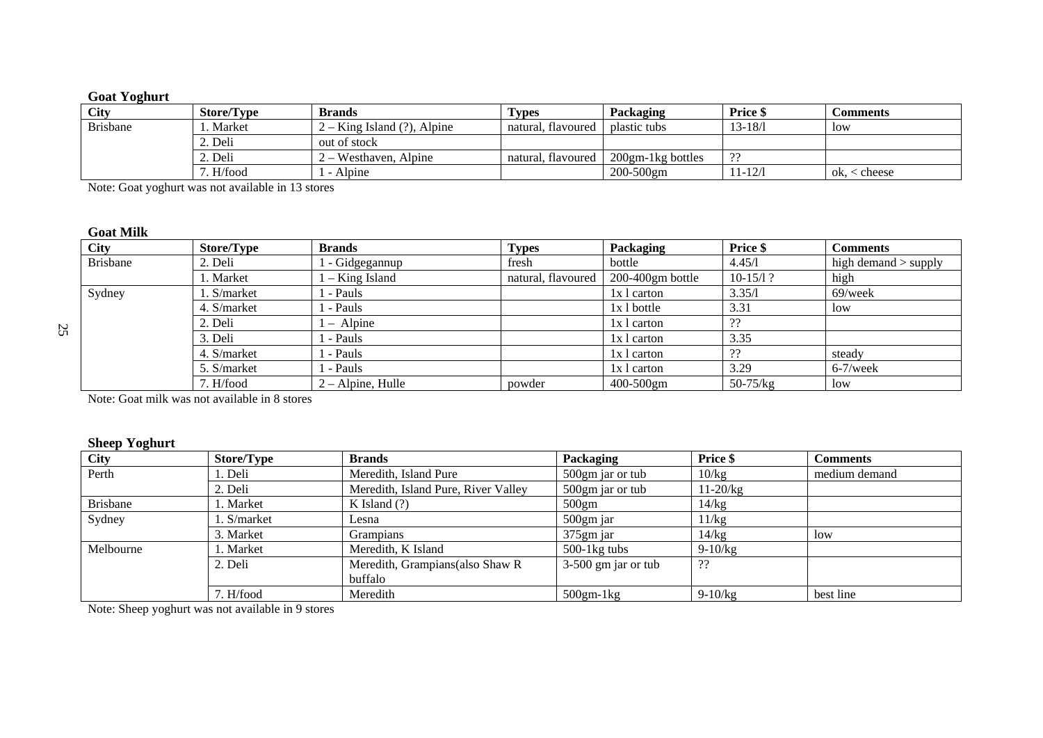**Goat Yoghurt**

| City | Store/Type | Brands | Types | Packaging | Price $ | Comments |
|---|---|---|---|---|---|---|
| Brisbane | 1. Market | 2 – King Island (?), Alpine | natural, flavoured | plastic tubs | 13-18/l | low |
| | 2. Deli | out of stock | | | | |
| | 2. Deli | 2 – Westhaven, Alpine | natural, flavoured | 200gm-1kg bottles | ?? | |
| | 7. H/food | 1 - Alpine | | 200-500gm | 11-12/l | ok, < cheese |

Note: Goat yoghurt was not available in 13 stores

**Goat Milk**

| City | Store/Type | Brands | Types | Packaging | Price $ | Comments |
|---|---|---|---|---|---|---|
| Brisbane | 2. Deli | 1 - Gidgegannup | fresh | bottle | 4.45/l | high demand > supply |
| | 1. Market | 1 – King Island | natural, flavoured | 200-400gm bottle | 10-15/l ? | high |
| Sydney | 1. S/market | 1 - Pauls | | 1x l carton | 3.35/l | 69/week |
| | 4. S/market | 1 - Pauls | | 1x l bottle | 3.31 | low |
| | 2. Deli | 1 – Alpine | | 1x l carton | ?? | |
| | 3. Deli | 1 - Pauls | | 1x l carton | 3.35 | |
| | 4. S/market | 1 - Pauls | | 1x l carton | ?? | steady |
| | 5. S/market | 1 - Pauls | | 1x l carton | 3.29 | 6-7/week |
| | 7. H/food | 2 – Alpine, Hulle | powder | 400-500gm | 50-75/kg | low |

Note: Goat milk was not available in 8 stores

**Sheep Yoghurt**

| City | Store/Type | Brands | Packaging | Price $ | Comments |
|---|---|---|---|---|---|
| Perth | 1. Deli | Meredith, Island Pure | 500gm jar or tub | 10/kg | medium demand |
| | 2. Deli | Meredith, Island Pure, River Valley | 500gm jar or tub | 11-20/kg | |
| Brisbane | 1. Market | K Island (?) | 500gm | 14/kg | |
| Sydney | 1. S/market | Lesna | 500gm jar | 11/kg | |
| | 3. Market | Grampians | 375gm jar | 14/kg | low |
| Melbourne | 1. Market | Meredith, K Island | 500-1kg tubs | 9-10/kg | |
| | 2. Deli | Meredith, Grampians(also Shaw R buffalo | 3-500 gm jar or tub | ?? | |
| | 7. H/food | Meredith | 500gm-1kg | 9-10/kg | best line |

Note: Sheep yoghurt was not available in 9 stores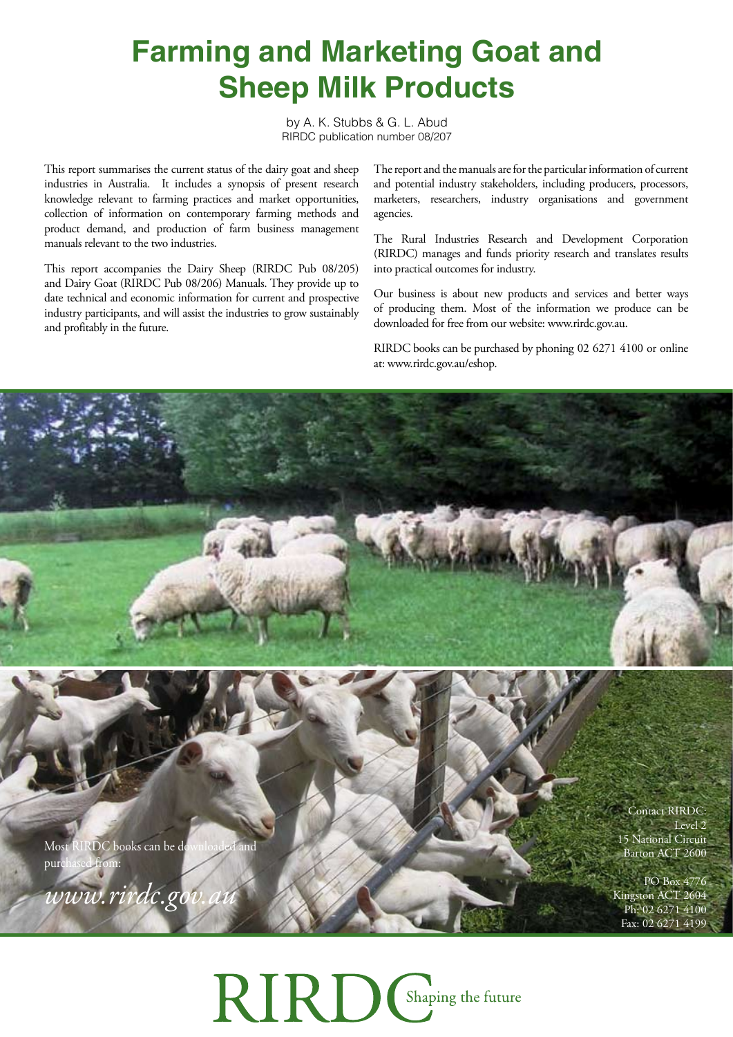# Farming and Marketing Goat and Sheep Milk Products

by A. K. Stubbs & G. L. Abud
RIRDC publication number 08/207

This report summarises the current status of the dairy goat and sheep industries in Australia. It includes a synopsis of present research knowledge relevant to farming practices and market opportunities, collection of information on contemporary farming methods and product demand, and production of farm business management manuals relevant to the two industries.

This report accompanies the Dairy Sheep (RIRDC Pub 08/205) and Dairy Goat (RIRDC Pub 08/206) Manuals. They provide up to date technical and economic information for current and prospective industry participants, and will assist the industries to grow sustainably and profitably in the future.

The report and the manuals are for the particular information of current and potential industry stakeholders, including producers, processors, marketers, researchers, industry organisations and government agencies.

The Rural Industries Research and Development Corporation (RIRDC) manages and funds priority research and translates results into practical outcomes for industry.

Our business is about new products and services and better ways of producing them. Most of the information we produce can be downloaded for free from our website: www.rirdc.gov.au.

RIRDC books can be purchased by phoning 02 6271 4100 or online at: www.rirdc.gov.au/eshop.

Most RIRDC books can be downloaded and purchased from:

*www.rirdc.gov.au*

Contact RIRDC:
Level 2
15 National Circuit
Barton ACT 2600

PO Box 4776
Kingston ACT 2604
Ph: 02 6271 4100
Fax: 02 6271 4199

RIRDC Shaping the future